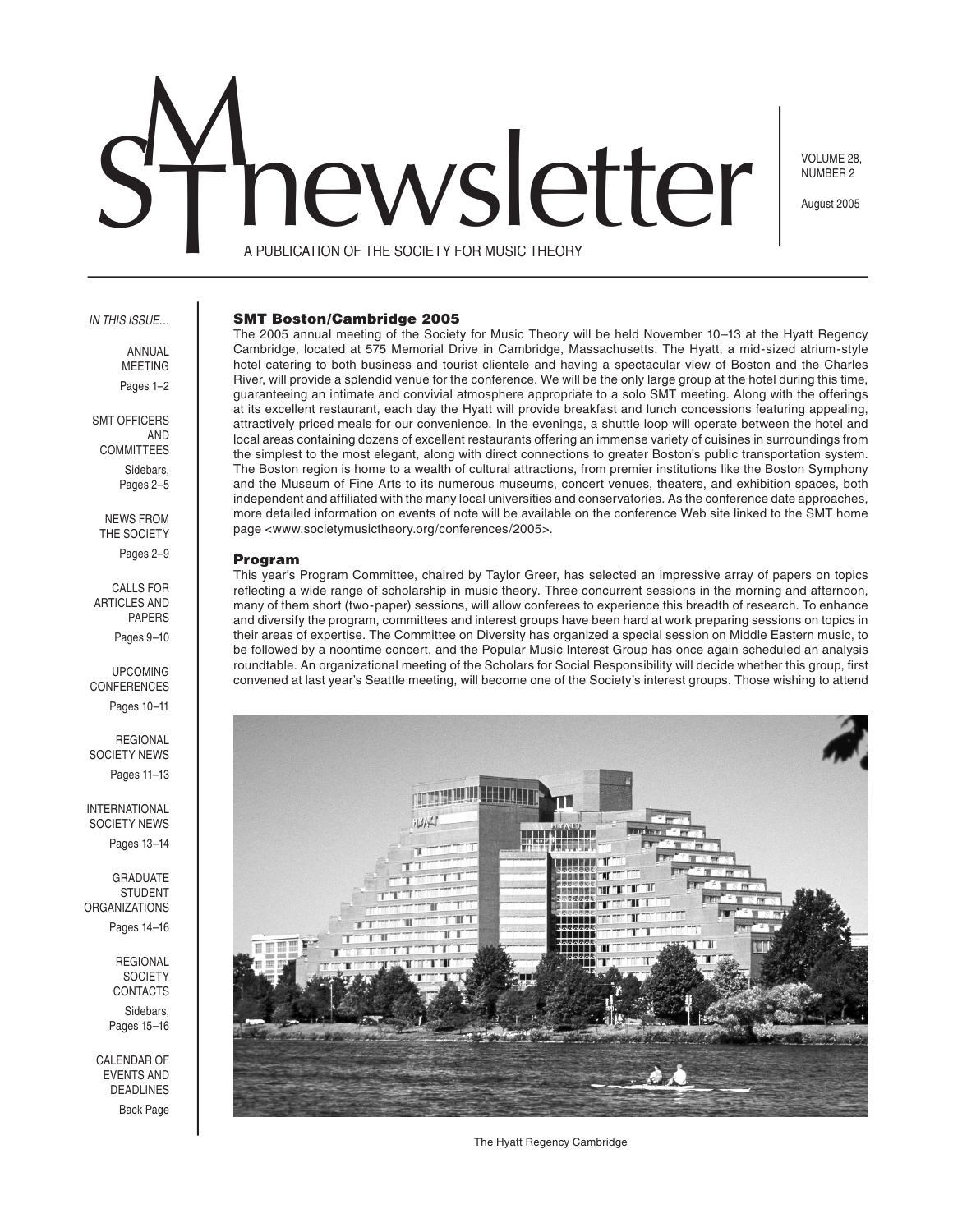# SMT newsletter

A PUBLICATION OF THE SOCIETY FOR MUSIC THEORY

VOLUME 28, NUMBER 2

August 2005

*IN THIS ISSUE…*

ANNUAL MEETING
Pages 1–2

SMT OFFICERS AND COMMITTEES
Sidebars, Pages 2–5

NEWS FROM THE SOCIETY
Pages 2–9

CALLS FOR ARTICLES AND PAPERS
Pages 9–10

UPCOMING CONFERENCES
Pages 10–11

REGIONAL SOCIETY NEWS
Pages 11–13

INTERNATIONAL SOCIETY NEWS
Pages 13–14

GRADUATE STUDENT ORGANIZATIONS
Pages 14–16

REGIONAL SOCIETY CONTACTS
Sidebars, Pages 15–16

CALENDAR OF EVENTS AND DEADLINES
Back Page

## SMT Boston/Cambridge 2005

The 2005 annual meeting of the Society for Music Theory will be held November 10–13 at the Hyatt Regency Cambridge, located at 575 Memorial Drive in Cambridge, Massachusetts. The Hyatt, a mid-sized atrium-style hotel catering to both business and tourist clientele and having a spectacular view of Boston and the Charles River, will provide a splendid venue for the conference. We will be the only large group at the hotel during this time, guaranteeing an intimate and convivial atmosphere appropriate to a solo SMT meeting. Along with the offerings at its excellent restaurant, each day the Hyatt will provide breakfast and lunch concessions featuring appealing, attractively priced meals for our convenience. In the evenings, a shuttle loop will operate between the hotel and local areas containing dozens of excellent restaurants offering an immense variety of cuisines in surroundings from the simplest to the most elegant, along with direct connections to greater Boston's public transportation system. The Boston region is home to a wealth of cultural attractions, from premier institutions like the Boston Symphony and the Museum of Fine Arts to its numerous museums, concert venues, theaters, and exhibition spaces, both independent and affiliated with the many local universities and conservatories. As the conference date approaches, more detailed information on events of note will be available on the conference Web site linked to the SMT home page <www.societymusictheory.org/conferences/2005>.

### Program

This year's Program Committee, chaired by Taylor Greer, has selected an impressive array of papers on topics reflecting a wide range of scholarship in music theory. Three concurrent sessions in the morning and afternoon, many of them short (two-paper) sessions, will allow conferees to experience this breadth of research. To enhance and diversify the program, committees and interest groups have been hard at work preparing sessions on topics in their areas of expertise. The Committee on Diversity has organized a special session on Middle Eastern music, to be followed by a noontime concert, and the Popular Music Interest Group has once again scheduled an analysis roundtable. An organizational meeting of the Scholars for Social Responsibility will decide whether this group, first convened at last year's Seattle meeting, will become one of the Society's interest groups. Those wishing to attend

The Hyatt Regency Cambridge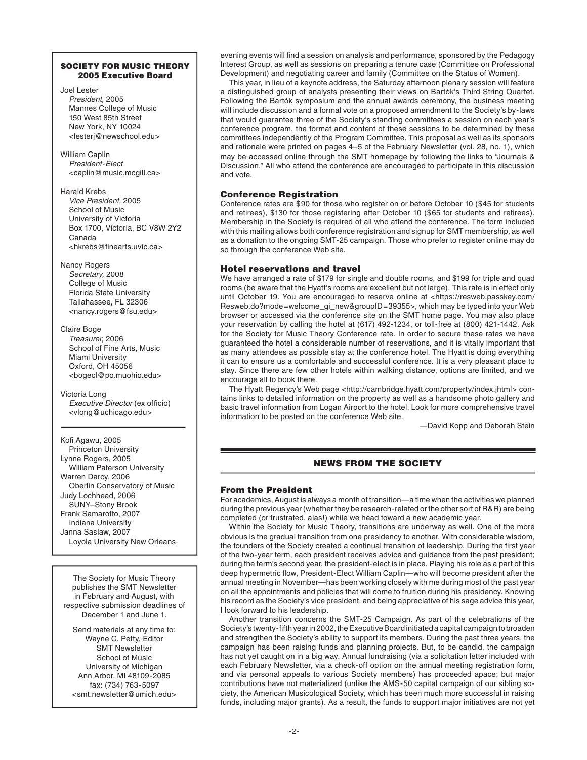### SOCIETY FOR MUSIC THEORY
### 2005 Executive Board

Joel Lester
*President,* 2005
Mannes College of Music
150 West 85th Street
New York, NY 10024
<lesterj@newschool.edu>

William Caplin
*President-Elect*
<caplin@music.mcgill.ca>

Harald Krebs
*Vice President,* 2005
School of Music
University of Victoria
Box 1700, Victoria, BC V8W 2Y2
Canada
<hkrebs@finearts.uvic.ca>

Nancy Rogers
*Secretary,* 2008
College of Music
Florida State University
Tallahassee, FL 32306
<nancy.rogers@fsu.edu>

Claire Boge
*Treasurer,* 2006
School of Fine Arts, Music
Miami University
Oxford, OH 45056
<bogecl@po.muohio.edu>

Victoria Long
*Executive Director* (ex officio)
<vlong@uchicago.edu>

Kofi Agawu, 2005
Princeton University
Lynne Rogers, 2005
William Paterson University
Warren Darcy, 2006
Oberlin Conservatory of Music
Judy Lochhead, 2006
SUNY–Stony Brook
Frank Samarotto, 2007
Indiana University
Janna Saslaw, 2007
Loyola University New Orleans

The Society for Music Theory publishes the SMT Newsletter in February and August, with respective submission deadlines of December 1 and June 1.

Send materials at any time to:
Wayne C. Petty, Editor
SMT Newsletter
School of Music
University of Michigan
Ann Arbor, MI 48109-2085
fax: (734) 763-5097
<smt.newsletter@umich.edu>

evening events will find a session on analysis and performance, sponsored by the Pedagogy Interest Group, as well as sessions on preparing a tenure case (Committee on Professional Development) and negotiating career and family (Committee on the Status of Women).

This year, in lieu of a keynote address, the Saturday afternoon plenary session will feature a distinguished group of analysts presenting their views on Bartók's Third String Quartet. Following the Bartók symposium and the annual awards ceremony, the business meeting will include discussion and a formal vote on a proposed amendment to the Society's by-laws that would guarantee three of the Society's standing committees a session on each year's conference program, the format and content of these sessions to be determined by these committees independently of the Program Committee. This proposal as well as its sponsors and rationale were printed on pages 4–5 of the February Newsletter (vol. 28, no. 1), which may be accessed online through the SMT homepage by following the links to "Journals & Discussion." All who attend the conference are encouraged to participate in this discussion and vote.

### Conference Registration

Conference rates are $90 for those who register on or before October 10 ($45 for students and retirees), $130 for those registering after October 10 ($65 for students and retirees). Membership in the Society is required of all who attend the conference. The form included with this mailing allows both conference registration and signup for SMT membership, as well as a donation to the ongoing SMT-25 campaign. Those who prefer to register online may do so through the conference Web site.

### Hotel reservations and travel

We have arranged a rate of $179 for single and double rooms, and $199 for triple and quad rooms (be aware that the Hyatt's rooms are excellent but not large). This rate is in effect only until October 19. You are encouraged to reserve online at <https://resweb.passkey.com/Resweb.do?mode=welcome_gi_new&groupID=39355>, which may be typed into your Web browser or accessed via the conference site on the SMT home page. You may also place your reservation by calling the hotel at (617) 492-1234, or toll-free at (800) 421-1442. Ask for the Society for Music Theory Conference rate. In order to secure these rates we have guaranteed the hotel a considerable number of reservations, and it is vitally important that as many attendees as possible stay at the conference hotel. The Hyatt is doing everything it can to ensure us a comfortable and successful conference. It is a very pleasant place to stay. Since there are few other hotels within walking distance, options are limited, and we encourage all to book there.

The Hyatt Regency's Web page <http://cambridge.hyatt.com/property/index.jhtml> contains links to detailed information on the property as well as a handsome photo gallery and basic travel information from Logan Airport to the hotel. Look for more comprehensive travel information to be posted on the conference Web site.

—David Kopp and Deborah Stein

## NEWS FROM THE SOCIETY

### From the President

For academics, August is always a month of transition—a time when the activities we planned during the previous year (whether they be research-related or the other sort of R&R) are being completed (or frustrated, alas!) while we head toward a new academic year.

Within the Society for Music Theory, transitions are underway as well. One of the more obvious is the gradual transition from one presidency to another. With considerable wisdom, the founders of the Society created a continual transition of leadership. During the first year of the two-year term, each president receives advice and guidance from the past president; during the term's second year, the president-elect is in place. Playing his role as a part of this deep hypermetric flow, President-Elect William Caplin—who will become president after the annual meeting in November—has been working closely with me during most of the past year on all the appointments and policies that will come to fruition during his presidency. Knowing his record as the Society's vice president, and being appreciative of his sage advice this year, I look forward to his leadership.

Another transition concerns the SMT-25 Campaign. As part of the celebrations of the Society's twenty-fifth year in 2002, the Executive Board initiated a capital campaign to broaden and strengthen the Society's ability to support its members. During the past three years, the campaign has been raising funds and planning projects. But, to be candid, the campaign has not yet caught on in a big way. Annual fundraising (via a solicitation letter included with each February Newsletter, via a check-off option on the annual meeting registration form, and via personal appeals to various Society members) has proceeded apace; but major contributions have not materialized (unlike the AMS-50 capital campaign of our sibling society, the American Musicological Society, which has been much more successful in raising funds, including major grants). As a result, the funds to support major initiatives are not yet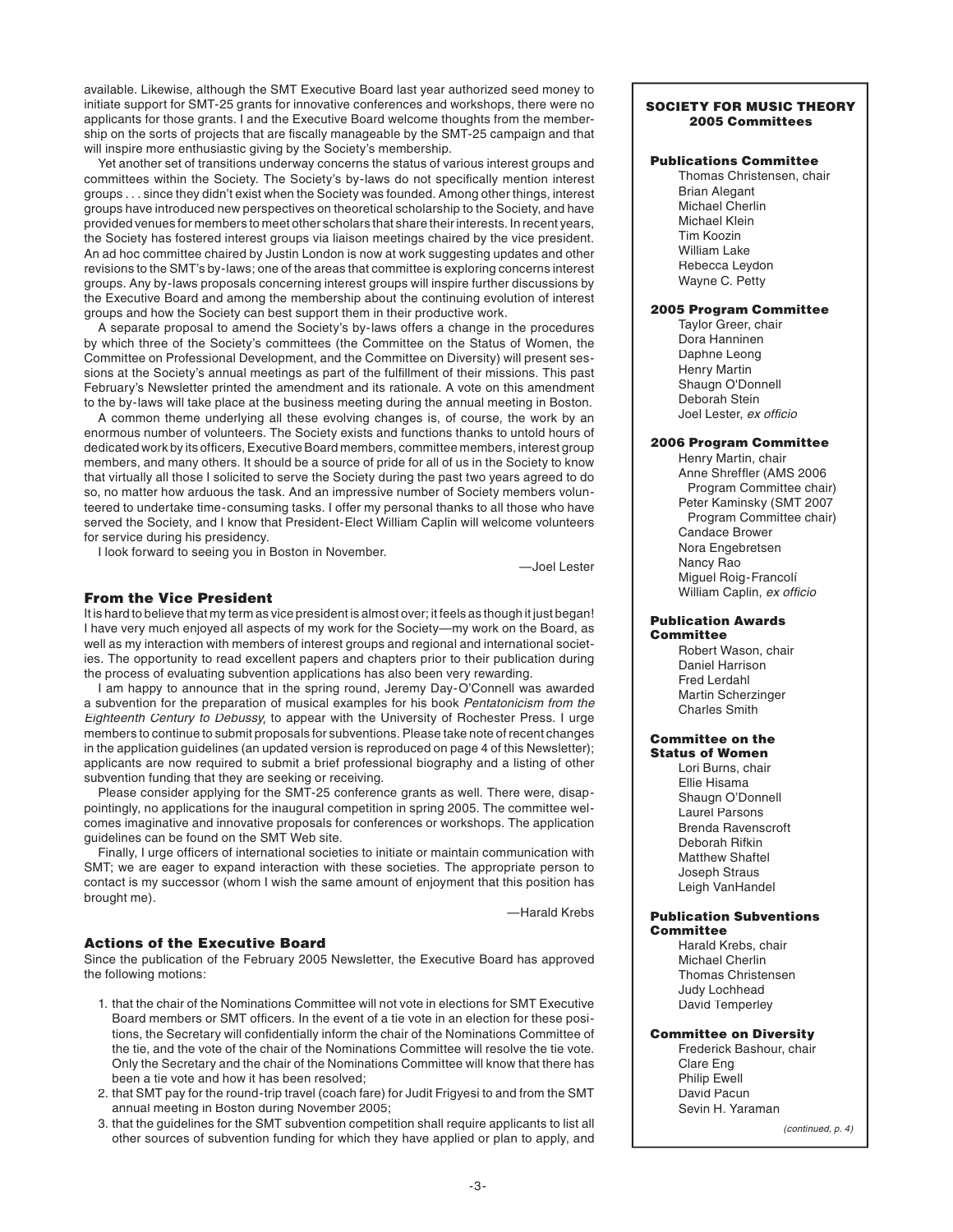available. Likewise, although the SMT Executive Board last year authorized seed money to initiate support for SMT-25 grants for innovative conferences and workshops, there were no applicants for those grants. I and the Executive Board welcome thoughts from the membership on the sorts of projects that are fiscally manageable by the SMT-25 campaign and that will inspire more enthusiastic giving by the Society's membership.

Yet another set of transitions underway concerns the status of various interest groups and committees within the Society. The Society's by-laws do not specifically mention interest groups . . . since they didn't exist when the Society was founded. Among other things, interest groups have introduced new perspectives on theoretical scholarship to the Society, and have provided venues for members to meet other scholars that share their interests. In recent years, the Society has fostered interest groups via liaison meetings chaired by the vice president. An ad hoc committee chaired by Justin London is now at work suggesting updates and other revisions to the SMT's by-laws; one of the areas that committee is exploring concerns interest groups. Any by-laws proposals concerning interest groups will inspire further discussions by the Executive Board and among the membership about the continuing evolution of interest groups and how the Society can best support them in their productive work.

A separate proposal to amend the Society's by-laws offers a change in the procedures by which three of the Society's committees (the Committee on the Status of Women, the Committee on Professional Development, and the Committee on Diversity) will present sessions at the Society's annual meetings as part of the fulfillment of their missions. This past February's Newsletter printed the amendment and its rationale. A vote on this amendment to the by-laws will take place at the business meeting during the annual meeting in Boston.

A common theme underlying all these evolving changes is, of course, the work by an enormous number of volunteers. The Society exists and functions thanks to untold hours of dedicated work by its officers, Executive Board members, committee members, interest group members, and many others. It should be a source of pride for all of us in the Society to know that virtually all those I solicited to serve the Society during the past two years agreed to do so, no matter how arduous the task. And an impressive number of Society members volunteered to undertake time-consuming tasks. I offer my personal thanks to all those who have served the Society, and I know that President-Elect William Caplin will welcome volunteers for service during his presidency.

I look forward to seeing you in Boston in November.

—Joel Lester

## From the Vice President

It is hard to believe that my term as vice president is almost over; it feels as though it just began! I have very much enjoyed all aspects of my work for the Society—my work on the Board, as well as my interaction with members of interest groups and regional and international societies. The opportunity to read excellent papers and chapters prior to their publication during the process of evaluating subvention applications has also been very rewarding.

I am happy to announce that in the spring round, Jeremy Day-O'Connell was awarded a subvention for the preparation of musical examples for his book *Pentatonicism from the Eighteenth Century to Debussy,* to appear with the University of Rochester Press. I urge members to continue to submit proposals for subventions. Please take note of recent changes in the application guidelines (an updated version is reproduced on page 4 of this Newsletter); applicants are now required to submit a brief professional biography and a listing of other subvention funding that they are seeking or receiving.

Please consider applying for the SMT-25 conference grants as well. There were, disappointingly, no applications for the inaugural competition in spring 2005. The committee welcomes imaginative and innovative proposals for conferences or workshops. The application guidelines can be found on the SMT Web site.

Finally, I urge officers of international societies to initiate or maintain communication with SMT; we are eager to expand interaction with these societies. The appropriate person to contact is my successor (whom I wish the same amount of enjoyment that this position has brought me).

—Harald Krebs

## Actions of the Executive Board

Since the publication of the February 2005 Newsletter, the Executive Board has approved the following motions:

1. that the chair of the Nominations Committee will not vote in elections for SMT Executive Board members or SMT officers. In the event of a tie vote in an election for these positions, the Secretary will confidentially inform the chair of the Nominations Committee of the tie, and the vote of the chair of the Nominations Committee will resolve the tie vote. Only the Secretary and the chair of the Nominations Committee will know that there has been a tie vote and how it has been resolved;
2. that SMT pay for the round-trip travel (coach fare) for Judit Frigyesi to and from the SMT annual meeting in Boston during November 2005;
3. that the guidelines for the SMT subvention competition shall require applicants to list all other sources of subvention funding for which they have applied or plan to apply, and

---

**SOCIETY FOR MUSIC THEORY**
**2005 Committees**

**Publications Committee**
Thomas Christensen, chair
Brian Alegant
Michael Cherlin
Michael Klein
Tim Koozin
William Lake
Rebecca Leydon
Wayne C. Petty

**2005 Program Committee**
Taylor Greer, chair
Dora Hanninen
Daphne Leong
Henry Martin
Shaugn O'Donnell
Deborah Stein
Joel Lester, *ex officio*

**2006 Program Committee**
Henry Martin, chair
Anne Shreffler (AMS 2006 Program Committee chair)
Peter Kaminsky (SMT 2007 Program Committee chair)
Candace Brower
Nora Engebretsen
Nancy Rao
Miguel Roig-Francolí
William Caplin, *ex officio*

**Publication Awards Committee**
Robert Wason, chair
Daniel Harrison
Fred Lerdahl
Martin Scherzinger
Charles Smith

**Committee on the Status of Women**
Lori Burns, chair
Ellie Hisama
Shaugn O'Donnell
Laurel Parsons
Brenda Ravenscroft
Deborah Rifkin
Matthew Shaftel
Joseph Straus
Leigh VanHandel

**Publication Subventions Committee**
Harald Krebs, chair
Michael Cherlin
Thomas Christensen
Judy Lochhead
David Temperley

**Committee on Diversity**
Frederick Bashour, chair
Clare Eng
Philip Ewell
David Pacun
Sevin H. Yaraman

*(continued, p. 4)*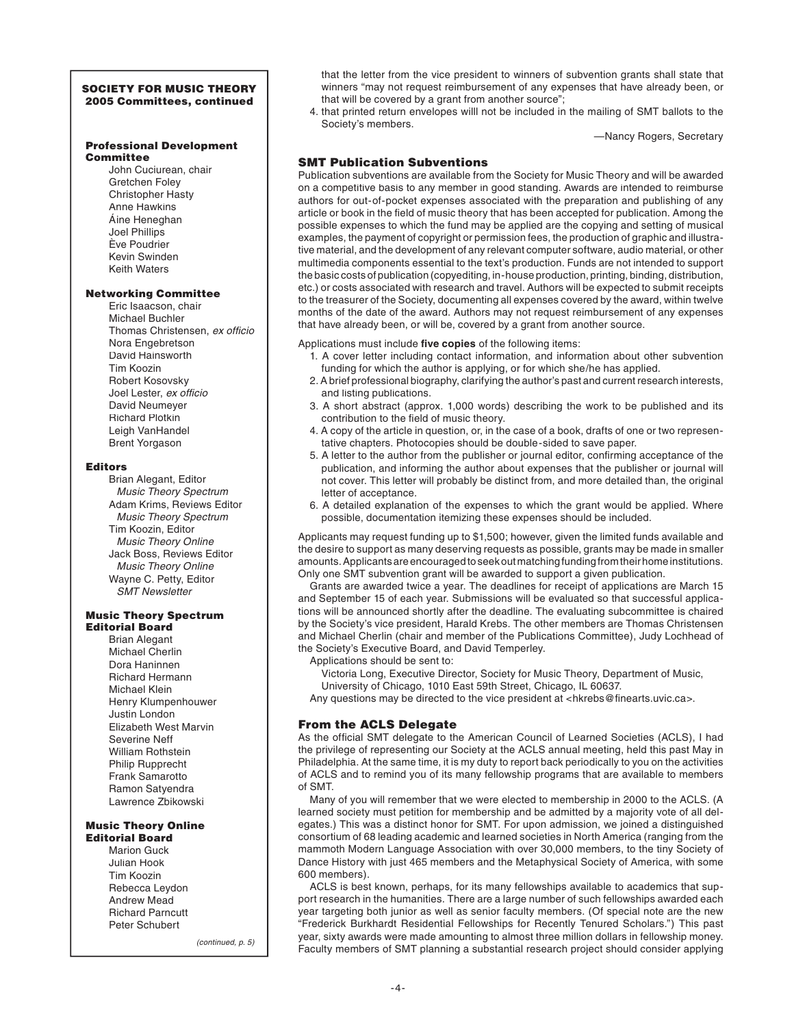## SOCIETY FOR MUSIC THEORY 2005 Committees, continued

### Professional Development Committee

John Cuciurean, chair
Gretchen Foley
Christopher Hasty
Anne Hawkins
Áine Heneghan
Joel Phillips
Ève Poudrier
Kevin Swinden
Keith Waters

### Networking Committee

Eric Isaacson, chair
Michael Buchler
Thomas Christensen, *ex officio*
Nora Engebretson
David Hainsworth
Tim Koozin
Robert Kosovsky
Joel Lester, *ex officio*
David Neumeyer
Richard Plotkin
Leigh VanHandel
Brent Yorgason

### Editors

Brian Alegant, Editor
*Music Theory Spectrum*
Adam Krims, Reviews Editor
*Music Theory Spectrum*
Tim Koozin, Editor
*Music Theory Online*
Jack Boss, Reviews Editor
*Music Theory Online*
Wayne C. Petty, Editor
*SMT Newsletter*

### Music Theory Spectrum Editorial Board

Brian Alegant
Michael Cherlin
Dora Haninnen
Richard Hermann
Michael Klein
Henry Klumpenhouwer
Justin London
Elizabeth West Marvin
Severine Neff
William Rothstein
Philip Rupprecht
Frank Samarotto
Ramon Satyendra
Lawrence Zbikowski

### Music Theory Online Editorial Board

Marion Guck
Julian Hook
Tim Koozin
Rebecca Leydon
Andrew Mead
Richard Parncutt
Peter Schubert

*(continued, p. 5)*

that the letter from the vice president to winners of subvention grants shall state that winners "may not request reimbursement of any expenses that have already been, or that will be covered by a grant from another source";

4. that printed return envelopes willl not be included in the mailing of SMT ballots to the Society's members.

—Nancy Rogers, Secretary

## SMT Publication Subventions

Publication subventions are available from the Society for Music Theory and will be awarded on a competitive basis to any member in good standing. Awards are intended to reimburse authors for out-of-pocket expenses associated with the preparation and publishing of any article or book in the field of music theory that has been accepted for publication. Among the possible expenses to which the fund may be applied are the copying and setting of musical examples, the payment of copyright or permission fees, the production of graphic and illustrative material, and the development of any relevant computer software, audio material, or other multimedia components essential to the text's production. Funds are not intended to support the basic costs of publication (copyediting, in-house production, printing, binding, distribution, etc.) or costs associated with research and travel. Authors will be expected to submit receipts to the treasurer of the Society, documenting all expenses covered by the award, within twelve months of the date of the award. Authors may not request reimbursement of any expenses that have already been, or will be, covered by a grant from another source.

Applications must include **five copies** of the following items:

1. A cover letter including contact information, and information about other subvention funding for which the author is applying, or for which she/he has applied.
2. A brief professional biography, clarifying the author's past and current research interests, and listing publications.
3. A short abstract (approx. 1,000 words) describing the work to be published and its contribution to the field of music theory.
4. A copy of the article in question, or, in the case of a book, drafts of one or two representative chapters. Photocopies should be double-sided to save paper.
5. A letter to the author from the publisher or journal editor, confirming acceptance of the publication, and informing the author about expenses that the publisher or journal will not cover. This letter will probably be distinct from, and more detailed than, the original letter of acceptance.
6. A detailed explanation of the expenses to which the grant would be applied. Where possible, documentation itemizing these expenses should be included.

Applicants may request funding up to $1,500; however, given the limited funds available and the desire to support as many deserving requests as possible, grants may be made in smaller amounts. Applicants are encouraged to seek out matching funding from their home institutions. Only one SMT subvention grant will be awarded to support a given publication.

Grants are awarded twice a year. The deadlines for receipt of applications are March 15 and September 15 of each year. Submissions will be evaluated so that successful applications will be announced shortly after the deadline. The evaluating subcommittee is chaired by the Society's vice president, Harald Krebs. The other members are Thomas Christensen and Michael Cherlin (chair and member of the Publications Committee), Judy Lochhead of the Society's Executive Board, and David Temperley.

Applications should be sent to:

Victoria Long, Executive Director, Society for Music Theory, Department of Music, University of Chicago, 1010 East 59th Street, Chicago, IL 60637.

Any questions may be directed to the vice president at <hkrebs@finearts.uvic.ca>.

## From the ACLS Delegate

As the official SMT delegate to the American Council of Learned Societies (ACLS), I had the privilege of representing our Society at the ACLS annual meeting, held this past May in Philadelphia. At the same time, it is my duty to report back periodically to you on the activities of ACLS and to remind you of its many fellowship programs that are available to members of SMT.

Many of you will remember that we were elected to membership in 2000 to the ACLS. (A learned society must petition for membership and be admitted by a majority vote of all delegates.) This was a distinct honor for SMT. For upon admission, we joined a distinguished consortium of 68 leading academic and learned societies in North America (ranging from the mammoth Modern Language Association with over 30,000 members, to the tiny Society of Dance History with just 465 members and the Metaphysical Society of America, with some 600 members).

ACLS is best known, perhaps, for its many fellowships available to academics that support research in the humanities. There are a large number of such fellowships awarded each year targeting both junior as well as senior faculty members. (Of special note are the new "Frederick Burkhardt Residential Fellowships for Recently Tenured Scholars.") This past year, sixty awards were made amounting to almost three million dollars in fellowship money. Faculty members of SMT planning a substantial research project should consider applying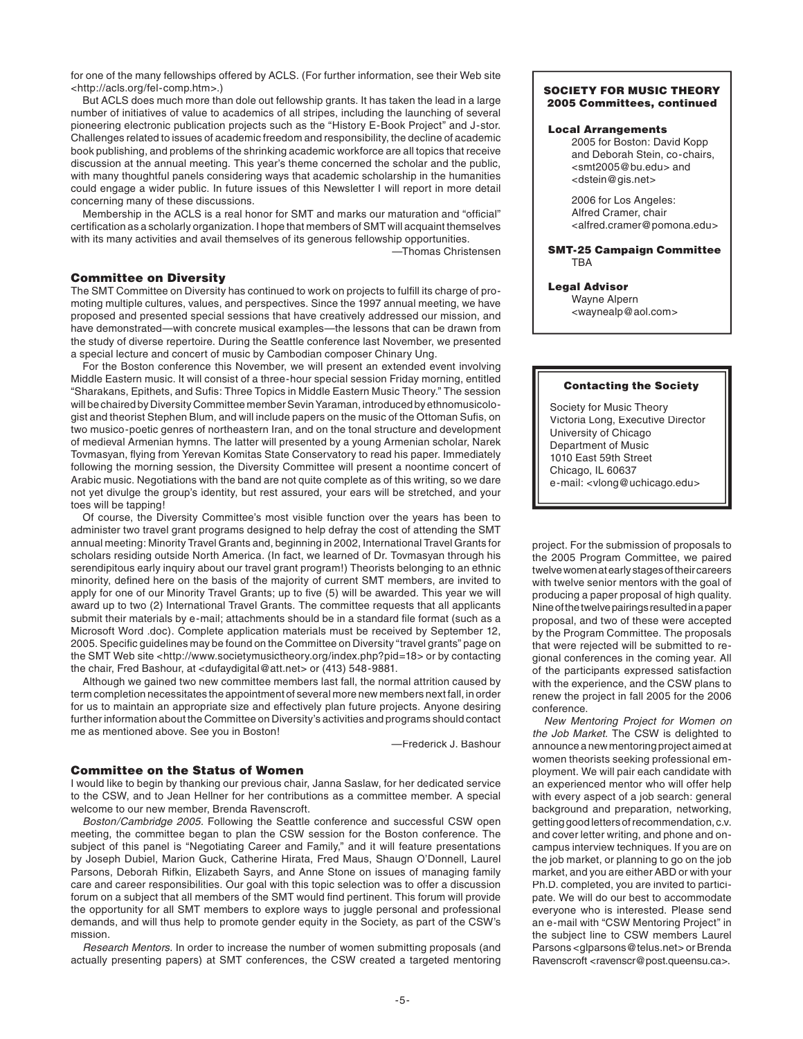for one of the many fellowships offered by ACLS. (For further information, see their Web site <http://acls.org/fel-comp.htm>.)

But ACLS does much more than dole out fellowship grants. It has taken the lead in a large number of initiatives of value to academics of all stripes, including the launching of several pioneering electronic publication projects such as the "History E-Book Project" and J-stor. Challenges related to issues of academic freedom and responsibility, the decline of academic book publishing, and problems of the shrinking academic workforce are all topics that receive discussion at the annual meeting. This year's theme concerned the scholar and the public, with many thoughtful panels considering ways that academic scholarship in the humanities could engage a wider public. In future issues of this Newsletter I will report in more detail concerning many of these discussions.

Membership in the ACLS is a real honor for SMT and marks our maturation and "official" certification as a scholarly organization. I hope that members of SMT will acquaint themselves with its many activities and avail themselves of its generous fellowship opportunities.

—Thomas Christensen

### Committee on Diversity

The SMT Committee on Diversity has continued to work on projects to fulfill its charge of promoting multiple cultures, values, and perspectives. Since the 1997 annual meeting, we have proposed and presented special sessions that have creatively addressed our mission, and have demonstrated—with concrete musical examples—the lessons that can be drawn from the study of diverse repertoire. During the Seattle conference last November, we presented a special lecture and concert of music by Cambodian composer Chinary Ung.

For the Boston conference this November, we will present an extended event involving Middle Eastern music. It will consist of a three-hour special session Friday morning, entitled "Sharakans, Epithets, and Sufis: Three Topics in Middle Eastern Music Theory." The session will be chaired by Diversity Committee member Sevin Yaraman, introduced by ethnomusicologist and theorist Stephen Blum, and will include papers on the music of the Ottoman Sufis, on two musico-poetic genres of northeastern Iran, and on the tonal structure and development of medieval Armenian hymns. The latter will presented by a young Armenian scholar, Narek Tovmasyan, flying from Yerevan Komitas State Conservatory to read his paper. Immediately following the morning session, the Diversity Committee will present a noontime concert of Arabic music. Negotiations with the band are not quite complete as of this writing, so we dare not yet divulge the group's identity, but rest assured, your ears will be stretched, and your toes will be tapping!

Of course, the Diversity Committee's most visible function over the years has been to administer two travel grant programs designed to help defray the cost of attending the SMT annual meeting: Minority Travel Grants and, beginning in 2002, International Travel Grants for scholars residing outside North America. (In fact, we learned of Dr. Tovmasyan through his serendipitous early inquiry about our travel grant program!) Theorists belonging to an ethnic minority, defined here on the basis of the majority of current SMT members, are invited to apply for one of our Minority Travel Grants; up to five (5) will be awarded. This year we will award up to two (2) International Travel Grants. The committee requests that all applicants submit their materials by e-mail; attachments should be in a standard file format (such as a Microsoft Word .doc). Complete application materials must be received by September 12, 2005. Specific guidelines may be found on the Committee on Diversity "travel grants" page on the SMT Web site <http://www.societymusictheory.org/index.php?pid=18> or by contacting the chair, Fred Bashour, at <dufaydigital@att.net> or (413) 548-9881.

Although we gained two new committee members last fall, the normal attrition caused by term completion necessitates the appointment of several more new members next fall, in order for us to maintain an appropriate size and effectively plan future projects. Anyone desiring further information about the Committee on Diversity's activities and programs should contact me as mentioned above. See you in Boston!

—Frederick J. Bashour

### Committee on the Status of Women

I would like to begin by thanking our previous chair, Janna Saslaw, for her dedicated service to the CSW, and to Jean Hellner for her contributions as a committee member. A special welcome to our new member, Brenda Ravenscroft.

*Boston/Cambridge 2005.* Following the Seattle conference and successful CSW open meeting, the committee began to plan the CSW session for the Boston conference. The subject of this panel is "Negotiating Career and Family," and it will feature presentations by Joseph Dubiel, Marion Guck, Catherine Hirata, Fred Maus, Shaugn O'Donnell, Laurel Parsons, Deborah Rifkin, Elizabeth Sayrs, and Anne Stone on issues of managing family care and career responsibilities. Our goal with this topic selection was to offer a discussion forum on a subject that all members of the SMT would find pertinent. This forum will provide the opportunity for all SMT members to explore ways to juggle personal and professional demands, and will thus help to promote gender equity in the Society, as part of the CSW's mission.

*Research Mentors.* In order to increase the number of women submitting proposals (and actually presenting papers) at SMT conferences, the CSW created a targeted mentoring project. For the submission of proposals to the 2005 Program Committee, we paired twelve women at early stages of their careers with twelve senior mentors with the goal of producing a paper proposal of high quality. Nine of the twelve pairings resulted in a paper proposal, and two of these were accepted by the Program Committee. The proposals that were rejected will be submitted to regional conferences in the coming year. All of the participants expressed satisfaction with the experience, and the CSW plans to renew the project in fall 2005 for the 2006 conference.

*New Mentoring Project for Women on the Job Market.* The CSW is delighted to announce a new mentoring project aimed at women theorists seeking professional employment. We will pair each candidate with an experienced mentor who will offer help with every aspect of a job search: general background and preparation, networking, getting good letters of recommendation, c.v. and cover letter writing, and phone and on-campus interview techniques. If you are on the job market, or planning to go on the job market, and you are either ABD or with your Ph.D. completed, you are invited to participate. We will do our best to accommodate everyone who is interested. Please send an e-mail with "CSW Mentoring Project" in the subject line to CSW members Laurel Parsons <glparsons@telus.net> or Brenda Ravenscroft <ravenscr@post.queensu.ca>.

---

**SOCIETY FOR MUSIC THEORY**
**2005 Committees, continued**

**Local Arrangements**

2005 for Boston: David Kopp and Deborah Stein, co-chairs, <smt2005@bu.edu> and <dstein@gis.net>

2006 for Los Angeles: Alfred Cramer, chair <alfred.cramer@pomona.edu>

**SMT-25 Campaign Committee**

TBA

**Legal Advisor**

Wayne Alpern <waynealp@aol.com>

---

**Contacting the Society**

Society for Music Theory
Victoria Long, Executive Director
University of Chicago
Department of Music
1010 East 59th Street
Chicago, IL 60637
e-mail: <vlong@uchicago.edu>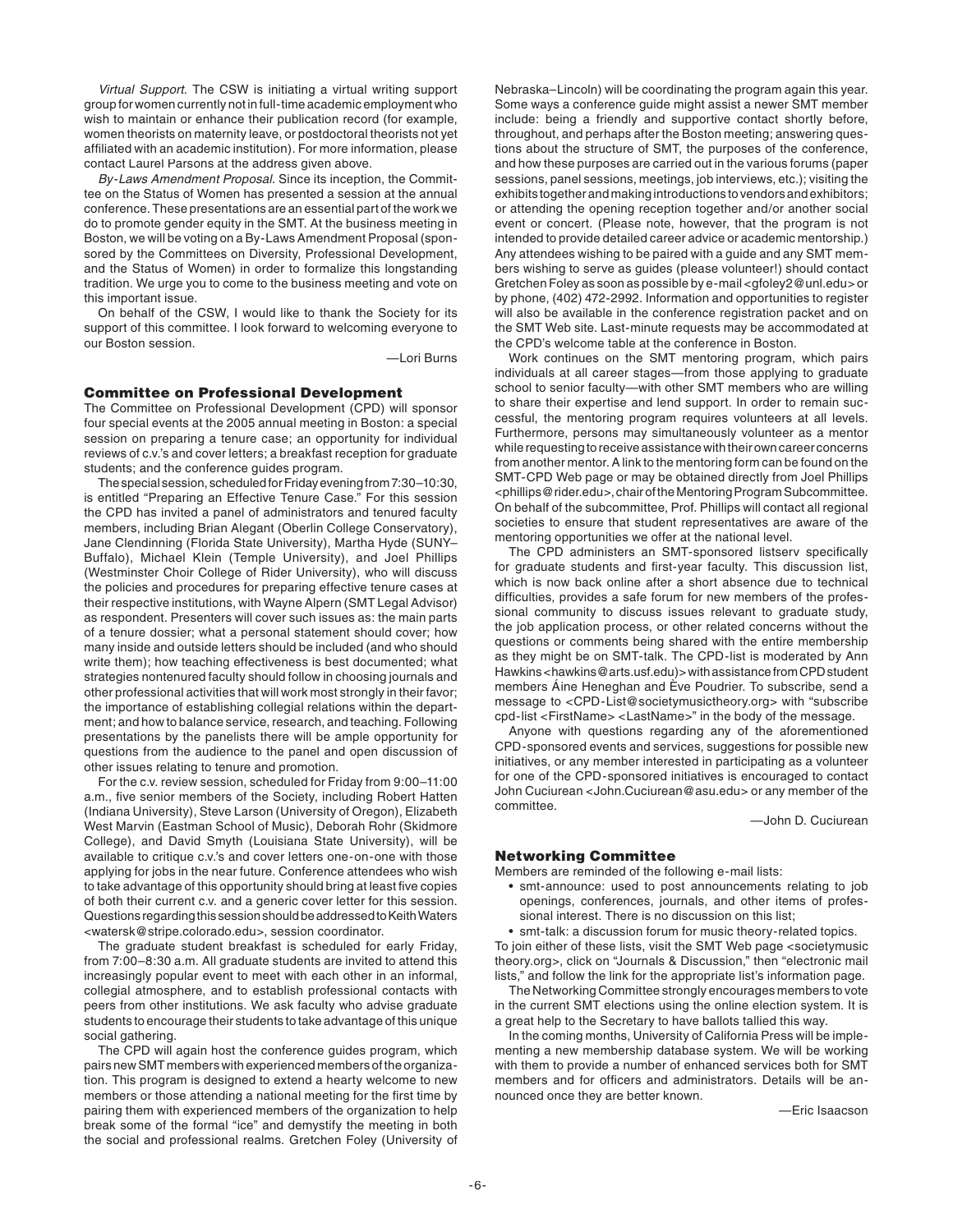*Virtual Support.* The CSW is initiating a virtual writing support group for women currently not in full-time academic employment who wish to maintain or enhance their publication record (for example, women theorists on maternity leave, or postdoctoral theorists not yet affiliated with an academic institution). For more information, please contact Laurel Parsons at the address given above.

*By-Laws Amendment Proposal.* Since its inception, the Committee on the Status of Women has presented a session at the annual conference. These presentations are an essential part of the work we do to promote gender equity in the SMT. At the business meeting in Boston, we will be voting on a By-Laws Amendment Proposal (sponsored by the Committees on Diversity, Professional Development, and the Status of Women) in order to formalize this longstanding tradition. We urge you to come to the business meeting and vote on this important issue.

On behalf of the CSW, I would like to thank the Society for its support of this committee. I look forward to welcoming everyone to our Boston session.

—Lori Burns

### Committee on Professional Development

The Committee on Professional Development (CPD) will sponsor four special events at the 2005 annual meeting in Boston: a special session on preparing a tenure case; an opportunity for individual reviews of c.v.'s and cover letters; a breakfast reception for graduate students; and the conference guides program.

The special session, scheduled for Friday evening from 7:30–10:30, is entitled "Preparing an Effective Tenure Case." For this session the CPD has invited a panel of administrators and tenured faculty members, including Brian Alegant (Oberlin College Conservatory), Jane Clendinning (Florida State University), Martha Hyde (SUNY–Buffalo), Michael Klein (Temple University), and Joel Phillips (Westminster Choir College of Rider University), who will discuss the policies and procedures for preparing effective tenure cases at their respective institutions, with Wayne Alpern (SMT Legal Advisor) as respondent. Presenters will cover such issues as: the main parts of a tenure dossier; what a personal statement should cover; how many inside and outside letters should be included (and who should write them); how teaching effectiveness is best documented; what strategies nontenured faculty should follow in choosing journals and other professional activities that will work most strongly in their favor; the importance of establishing collegial relations within the department; and how to balance service, research, and teaching. Following presentations by the panelists there will be ample opportunity for questions from the audience to the panel and open discussion of other issues relating to tenure and promotion.

For the c.v. review session, scheduled for Friday from 9:00–11:00 a.m., five senior members of the Society, including Robert Hatten (Indiana University), Steve Larson (University of Oregon), Elizabeth West Marvin (Eastman School of Music), Deborah Rohr (Skidmore College), and David Smyth (Louisiana State University), will be available to critique c.v.'s and cover letters one-on-one with those applying for jobs in the near future. Conference attendees who wish to take advantage of this opportunity should bring at least five copies of both their current c.v. and a generic cover letter for this session. Questions regarding this session should be addressed to Keith Waters <watersk@stripe.colorado.edu>, session coordinator.

The graduate student breakfast is scheduled for early Friday, from 7:00–8:30 a.m. All graduate students are invited to attend this increasingly popular event to meet with each other in an informal, collegial atmosphere, and to establish professional contacts with peers from other institutions. We ask faculty who advise graduate students to encourage their students to take advantage of this unique social gathering.

The CPD will again host the conference guides program, which pairs new SMT members with experienced members of the organization. This program is designed to extend a hearty welcome to new members or those attending a national meeting for the first time by pairing them with experienced members of the organization to help break some of the formal "ice" and demystify the meeting in both the social and professional realms. Gretchen Foley (University of Nebraska–Lincoln) will be coordinating the program again this year. Some ways a conference guide might assist a newer SMT member include: being a friendly and supportive contact shortly before, throughout, and perhaps after the Boston meeting; answering questions about the structure of SMT, the purposes of the conference, and how these purposes are carried out in the various forums (paper sessions, panel sessions, meetings, job interviews, etc.); visiting the exhibits together and making introductions to vendors and exhibitors; or attending the opening reception together and/or another social event or concert. (Please note, however, that the program is not intended to provide detailed career advice or academic mentorship.) Any attendees wishing to be paired with a guide and any SMT members wishing to serve as guides (please volunteer!) should contact Gretchen Foley as soon as possible by e-mail <gfoley2@unl.edu> or by phone, (402) 472-2992. Information and opportunities to register will also be available in the conference registration packet and on the SMT Web site. Last-minute requests may be accommodated at the CPD's welcome table at the conference in Boston.

Work continues on the SMT mentoring program, which pairs individuals at all career stages—from those applying to graduate school to senior faculty—with other SMT members who are willing to share their expertise and lend support. In order to remain successful, the mentoring program requires volunteers at all levels. Furthermore, persons may simultaneously volunteer as a mentor while requesting to receive assistance with their own career concerns from another mentor. A link to the mentoring form can be found on the SMT-CPD Web page or may be obtained directly from Joel Phillips <phillips@rider.edu>, chair of the Mentoring Program Subcommittee. On behalf of the subcommittee, Prof. Phillips will contact all regional societies to ensure that student representatives are aware of the mentoring opportunities we offer at the national level.

The CPD administers an SMT-sponsored listserv specifically for graduate students and first-year faculty. This discussion list, which is now back online after a short absence due to technical difficulties, provides a safe forum for new members of the professional community to discuss issues relevant to graduate study, the job application process, or other related concerns without the questions or comments being shared with the entire membership as they might be on SMT-talk. The CPD-list is moderated by Ann Hawkins <hawkins@arts.usf.edu> with assistance from CPD student members Áine Heneghan and Ève Poudrier. To subscribe, send a message to <CPD-List@societymusictheory.org> with "subscribe cpd-list <FirstName> <LastName>" in the body of the message.

Anyone with questions regarding any of the aforementioned CPD-sponsored events and services, suggestions for possible new initiatives, or any member interested in participating as a volunteer for one of the CPD-sponsored initiatives is encouraged to contact John Cuciurean <John.Cuciurean@asu.edu> or any member of the committee.

—John D. Cuciurean

### Networking Committee

Members are reminded of the following e-mail lists:

- smt-announce: used to post announcements relating to job openings, conferences, journals, and other items of professional interest. There is no discussion on this list;
- smt-talk: a discussion forum for music theory-related topics.

To join either of these lists, visit the SMT Web page <societymusictheory.org>, click on "Journals & Discussion," then "electronic mail lists," and follow the link for the appropriate list's information page.

The Networking Committee strongly encourages members to vote in the current SMT elections using the online election system. It is a great help to the Secretary to have ballots tallied this way.

In the coming months, University of California Press will be implementing a new membership database system. We will be working with them to provide a number of enhanced services both for SMT members and for officers and administrators. Details will be announced once they are better known.

—Eric Isaacson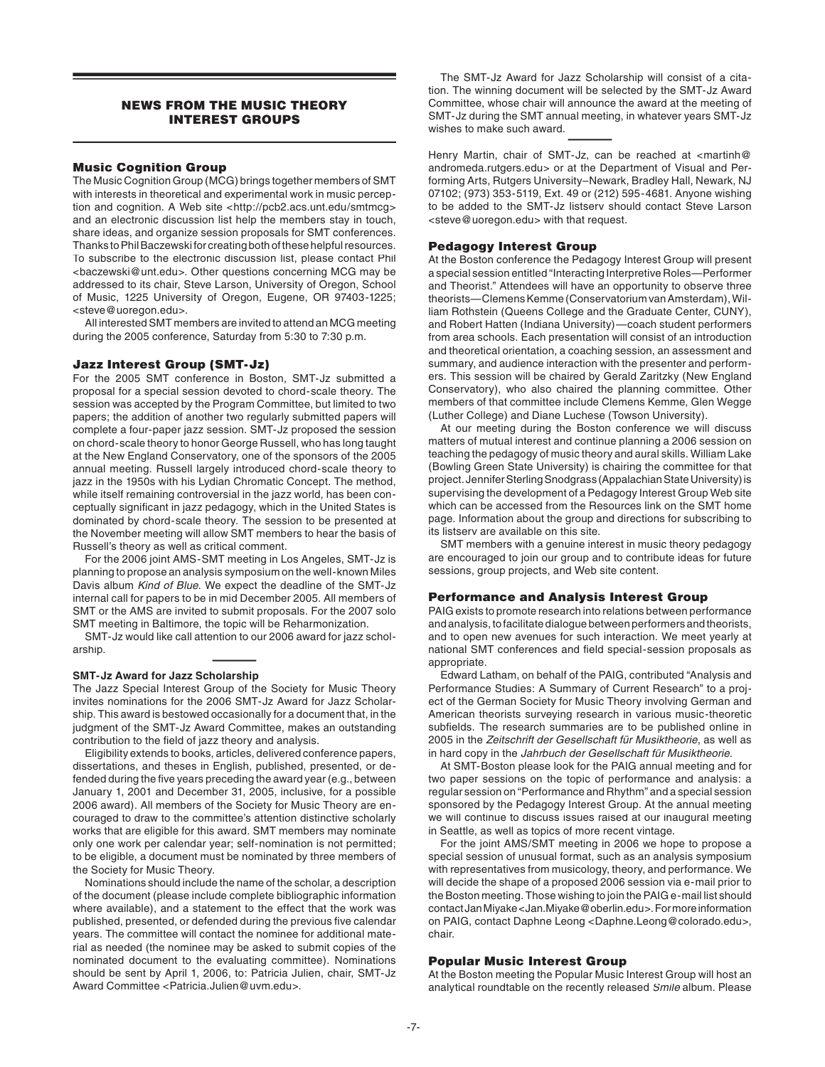## NEWS FROM THE MUSIC THEORY INTEREST GROUPS

### Music Cognition Group

The Music Cognition Group (MCG) brings together members of SMT with interests in theoretical and experimental work in music perception and cognition. A Web site <http://pcb2.acs.unt.edu/smtmcg> and an electronic discussion list help the members stay in touch, share ideas, and organize session proposals for SMT conferences. Thanks to Phil Baczewski for creating both of these helpful resources. To subscribe to the electronic discussion list, please contact Phil <baczewski@unt.edu>. Other questions concerning MCG may be addressed to its chair, Steve Larson, University of Oregon, School of Music, 1225 University of Oregon, Eugene, OR 97403-1225; <steve@uoregon.edu>.

All interested SMT members are invited to attend an MCG meeting during the 2005 conference, Saturday from 5:30 to 7:30 p.m.

### Jazz Interest Group (SMT-Jz)

For the 2005 SMT conference in Boston, SMT-Jz submitted a proposal for a special session devoted to chord-scale theory. The session was accepted by the Program Committee, but limited to two papers; the addition of another two regularly submitted papers will complete a four-paper jazz session. SMT-Jz proposed the session on chord-scale theory to honor George Russell, who has long taught at the New England Conservatory, one of the sponsors of the 2005 annual meeting. Russell largely introduced chord-scale theory to jazz in the 1950s with his Lydian Chromatic Concept. The method, while itself remaining controversial in the jazz world, has been conceptually significant in jazz pedagogy, which in the United States is dominated by chord-scale theory. The session to be presented at the November meeting will allow SMT members to hear the basis of Russell's theory as well as critical comment.

For the 2006 joint AMS-SMT meeting in Los Angeles, SMT-Jz is planning to propose an analysis symposium on the well-known Miles Davis album *Kind of Blue*. We expect the deadline of the SMT-Jz internal call for papers to be in mid December 2005. All members of SMT or the AMS are invited to submit proposals. For the 2007 solo SMT meeting in Baltimore, the topic will be Reharmonization.

SMT-Jz would like call attention to our 2006 award for jazz scholarship.

#### SMT-Jz Award for Jazz Scholarship

The Jazz Special Interest Group of the Society for Music Theory invites nominations for the 2006 SMT-Jz Award for Jazz Scholarship. This award is bestowed occasionally for a document that, in the judgment of the SMT-Jz Award Committee, makes an outstanding contribution to the field of jazz theory and analysis.

Eligibility extends to books, articles, delivered conference papers, dissertations, and theses in English, published, presented, or defended during the five years preceding the award year (e.g., between January 1, 2001 and December 31, 2005, inclusive, for a possible 2006 award). All members of the Society for Music Theory are encouraged to draw to the committee's attention distinctive scholarly works that are eligible for this award. SMT members may nominate only one work per calendar year; self-nomination is not permitted; to be eligible, a document must be nominated by three members of the Society for Music Theory.

Nominations should include the name of the scholar, a description of the document (please include complete bibliographic information where available), and a statement to the effect that the work was published, presented, or defended during the previous five calendar years. The committee will contact the nominee for additional material as needed (the nominee may be asked to submit copies of the nominated document to the evaluating committee). Nominations should be sent by April 1, 2006, to: Patricia Julien, chair, SMT-Jz Award Committee <Patricia.Julien@uvm.edu>.

The SMT-Jz Award for Jazz Scholarship will consist of a citation. The winning document will be selected by the SMT-Jz Award Committee, whose chair will announce the award at the meeting of SMT-Jz during the SMT annual meeting, in whatever years SMT-Jz wishes to make such award.

Henry Martin, chair of SMT-Jz, can be reached at <martinh@andromeda.rutgers.edu> or at the Department of Visual and Performing Arts, Rutgers University–Newark, Bradley Hall, Newark, NJ 07102; (973) 353-5119, Ext. 49 or (212) 595-4681. Anyone wishing to be added to the SMT-Jz listserv should contact Steve Larson <steve@uoregon.edu> with that request.

### Pedagogy Interest Group

At the Boston conference the Pedagogy Interest Group will present a special session entitled "Interacting Interpretive Roles—Performer and Theorist." Attendees will have an opportunity to observe three theorists—Clemens Kemme (Conservatorium van Amsterdam), William Rothstein (Queens College and the Graduate Center, CUNY), and Robert Hatten (Indiana University)—coach student performers from area schools. Each presentation will consist of an introduction and theoretical orientation, a coaching session, an assessment and summary, and audience interaction with the presenter and performers. This session will be chaired by Gerald Zaritzky (New England Conservatory), who also chaired the planning committee. Other members of that committee include Clemens Kemme, Glen Wegge (Luther College) and Diane Luchese (Towson University).

At our meeting during the Boston conference we will discuss matters of mutual interest and continue planning a 2006 session on teaching the pedagogy of music theory and aural skills. William Lake (Bowling Green State University) is chairing the committee for that project. Jennifer Sterling Snodgrass (Appalachian State University) is supervising the development of a Pedagogy Interest Group Web site which can be accessed from the Resources link on the SMT home page. Information about the group and directions for subscribing to its listserv are available on this site.

SMT members with a genuine interest in music theory pedagogy are encouraged to join our group and to contribute ideas for future sessions, group projects, and Web site content.

### Performance and Analysis Interest Group

PAIG exists to promote research into relations between performance and analysis, to facilitate dialogue between performers and theorists, and to open new avenues for such interaction. We meet yearly at national SMT conferences and field special-session proposals as appropriate.

Edward Latham, on behalf of the PAIG, contributed "Analysis and Performance Studies: A Summary of Current Research" to a project of the German Society for Music Theory involving German and American theorists surveying research in various music-theoretic subfields. The research summaries are to be published online in 2005 in the *Zeitschrift der Gesellschaft für Musiktheorie*, as well as in hard copy in the *Jahrbuch der Gesellschaft für Musiktheorie*.

At SMT-Boston please look for the PAIG annual meeting and for two paper sessions on the topic of performance and analysis: a regular session on "Performance and Rhythm" and a special session sponsored by the Pedagogy Interest Group. At the annual meeting we will continue to discuss issues raised at our inaugural meeting in Seattle, as well as topics of more recent vintage.

For the joint AMS/SMT meeting in 2006 we hope to propose a special session of unusual format, such as an analysis symposium with representatives from musicology, theory, and performance. We will decide the shape of a proposed 2006 session via e-mail prior to the Boston meeting. Those wishing to join the PAIG e-mail list should contact Jan Miyake <Jan.Miyake@oberlin.edu>. For more information on PAIG, contact Daphne Leong <Daphne.Leong@colorado.edu>, chair.

### Popular Music Interest Group

At the Boston meeting the Popular Music Interest Group will host an analytical roundtable on the recently released *Smile* album. Please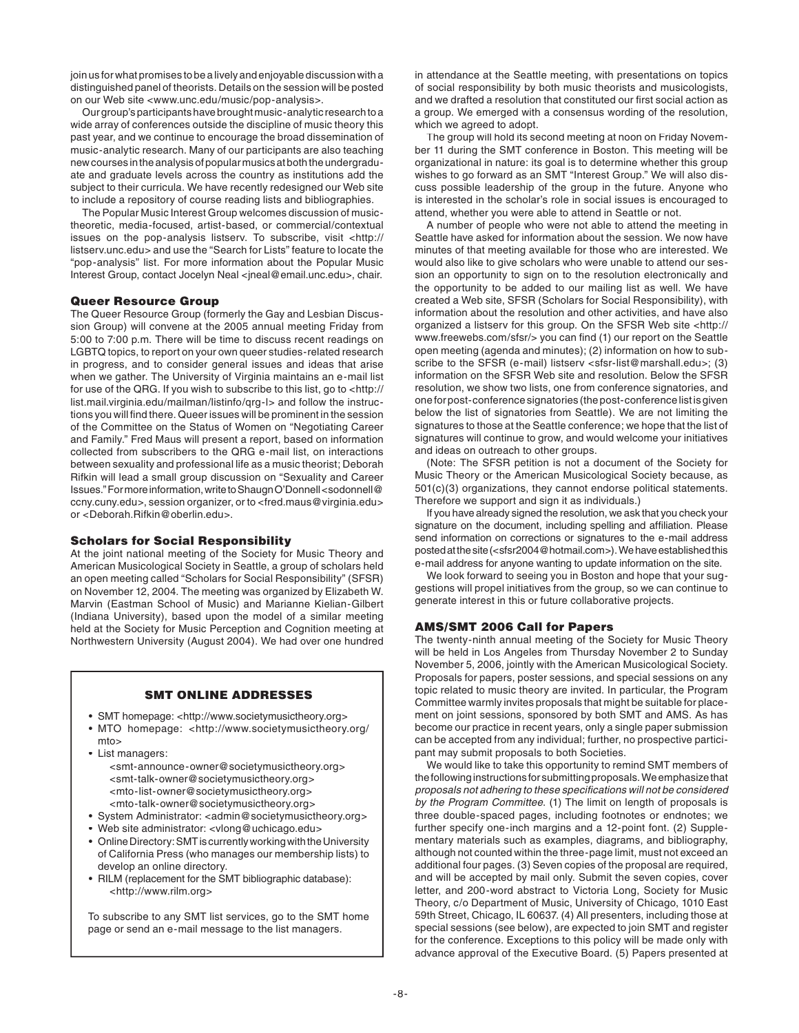join us for what promises to be a lively and enjoyable discussion with a distinguished panel of theorists. Details on the session will be posted on our Web site <www.unc.edu/music/pop-analysis>.

Our group's participants have brought music-analytic research to a wide array of conferences outside the discipline of music theory this past year, and we continue to encourage the broad dissemination of music-analytic research. Many of our participants are also teaching new courses in the analysis of popular musics at both the undergraduate and graduate levels across the country as institutions add the subject to their curricula. We have recently redesigned our Web site to include a repository of course reading lists and bibliographies.

The Popular Music Interest Group welcomes discussion of music-theoretic, media-focused, artist-based, or commercial/contextual issues on the pop-analysis listserv. To subscribe, visit <http://listserv.unc.edu> and use the "Search for Lists" feature to locate the "pop-analysis" list. For more information about the Popular Music Interest Group, contact Jocelyn Neal <jneal@email.unc.edu>, chair.

### Queer Resource Group

The Queer Resource Group (formerly the Gay and Lesbian Discussion Group) will convene at the 2005 annual meeting Friday from 5:00 to 7:00 p.m. There will be time to discuss recent readings on LGBTQ topics, to report on your own queer studies-related research in progress, and to consider general issues and ideas that arise when we gather. The University of Virginia maintains an e-mail list for use of the QRG. If you wish to subscribe to this list, go to <http://list.mail.virginia.edu/mailman/listinfo/qrg-l> and follow the instructions you will find there. Queer issues will be prominent in the session of the Committee on the Status of Women on "Negotiating Career and Family." Fred Maus will present a report, based on information collected from subscribers to the QRG e-mail list, on interactions between sexuality and professional life as a music theorist; Deborah Rifkin will lead a small group discussion on "Sexuality and Career Issues." For more information, write to Shaugn O'Donnell <sodonnell@ccny.cuny.edu>, session organizer, or to <fred.maus@virginia.edu> or <Deborah.Rifkin@oberlin.edu>.

### Scholars for Social Responsibility

At the joint national meeting of the Society for Music Theory and American Musicological Society in Seattle, a group of scholars held an open meeting called "Scholars for Social Responsibility" (SFSR) on November 12, 2004. The meeting was organized by Elizabeth W. Marvin (Eastman School of Music) and Marianne Kielian-Gilbert (Indiana University), based upon the model of a similar meeting held at the Society for Music Perception and Cognition meeting at Northwestern University (August 2004). We had over one hundred in attendance at the Seattle meeting, with presentations on topics of social responsibility by both music theorists and musicologists, and we drafted a resolution that constituted our first social action as a group. We emerged with a consensus wording of the resolution, which we agreed to adopt.

The group will hold its second meeting at noon on Friday November 11 during the SMT conference in Boston. This meeting will be organizational in nature: its goal is to determine whether this group wishes to go forward as an SMT "Interest Group." We will also discuss possible leadership of the group in the future. Anyone who is interested in the scholar's role in social issues is encouraged to attend, whether you were able to attend in Seattle or not.

A number of people who were not able to attend the meeting in Seattle have asked for information about the session. We now have minutes of that meeting available for those who are interested. We would also like to give scholars who were unable to attend our session an opportunity to sign on to the resolution electronically and the opportunity to be added to our mailing list as well. We have created a Web site, SFSR (Scholars for Social Responsibility), with information about the resolution and other activities, and have also organized a listserv for this group. On the SFSR Web site <http://www.freewebs.com/sfsr/> you can find (1) our report on the Seattle open meeting (agenda and minutes); (2) information on how to subscribe to the SFSR (e-mail) listserv <sfsr-list@marshall.edu>; (3) information on the SFSR Web site and resolution. Below the SFSR resolution, we show two lists, one from conference signatories, and one for post-conference signatories (the post-conference list is given below the list of signatories from Seattle). We are not limiting the signatures to those at the Seattle conference; we hope that the list of signatures will continue to grow, and would welcome your initiatives and ideas on outreach to other groups.

(Note: The SFSR petition is not a document of the Society for Music Theory or the American Musicological Society because, as 501(c)(3) organizations, they cannot endorse political statements. Therefore we support and sign it as individuals.)

If you have already signed the resolution, we ask that you check your signature on the document, including spelling and affiliation. Please send information on corrections or signatures to the e-mail address posted at the site (<sfsr2004@hotmail.com>). We have established this e-mail address for anyone wanting to update information on the site.

We look forward to seeing you in Boston and hope that your suggestions will propel initiatives from the group, so we can continue to generate interest in this or future collaborative projects.

### SMT ONLINE ADDRESSES

- SMT homepage: <http://www.societymusictheory.org>
- MTO homepage: <http://www.societymusictheory.org/mto>
- List managers:
  - <smt-announce-owner@societymusictheory.org>
  - <smt-talk-owner@societymusictheory.org>
  - <mto-list-owner@societymusictheory.org>
  - <mto-talk-owner@societymusictheory.org>
- System Administrator: <admin@societymusictheory.org>
- Web site administrator: <vlong@uchicago.edu>
- Online Directory: SMT is currently working with the University of California Press (who manages our membership lists) to develop an online directory.
- RILM (replacement for the SMT bibliographic database): <http://www.rilm.org>

To subscribe to any SMT list services, go to the SMT home page or send an e-mail message to the list managers.

### AMS/SMT 2006 Call for Papers

The twenty-ninth annual meeting of the Society for Music Theory will be held in Los Angeles from Thursday November 2 to Sunday November 5, 2006, jointly with the American Musicological Society. Proposals for papers, poster sessions, and special sessions on any topic related to music theory are invited. In particular, the Program Committee warmly invites proposals that might be suitable for placement on joint sessions, sponsored by both SMT and AMS. As has become our practice in recent years, only a single paper submission can be accepted from any individual; further, no prospective participant may submit proposals to both Societies.

We would like to take this opportunity to remind SMT members of the following instructions for submitting proposals. We emphasize that *proposals not adhering to these specifications will not be considered by the Program Committee*. (1) The limit on length of proposals is three double-spaced pages, including footnotes or endnotes; we further specify one-inch margins and a 12-point font. (2) Supplementary materials such as examples, diagrams, and bibliography, although not counted within the three-page limit, must not exceed an additional four pages. (3) Seven copies of the proposal are required, and will be accepted by mail only. Submit the seven copies, cover letter, and 200-word abstract to Victoria Long, Society for Music Theory, c/o Department of Music, University of Chicago, 1010 East 59th Street, Chicago, IL 60637. (4) All presenters, including those at special sessions (see below), are expected to join SMT and register for the conference. Exceptions to this policy will be made only with advance approval of the Executive Board. (5) Papers presented at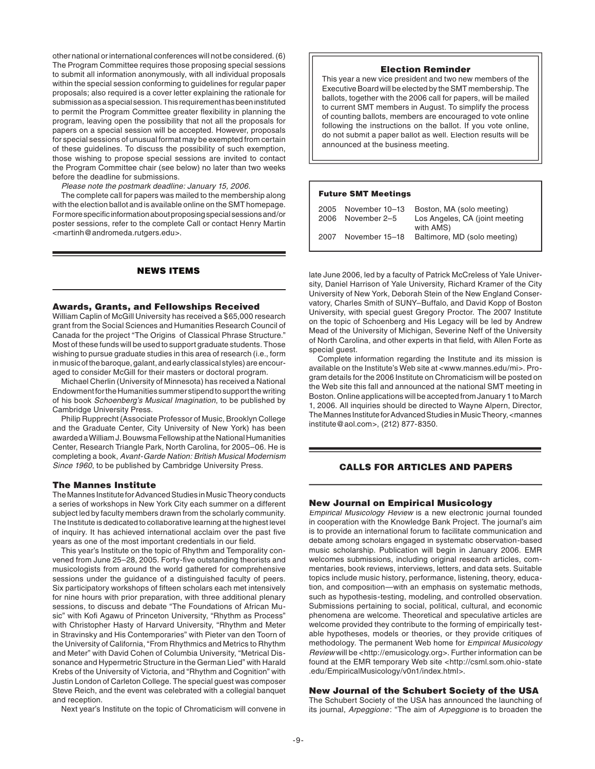other national or international conferences will not be considered. (6) The Program Committee requires those proposing special sessions to submit all information anonymously, with all individual proposals within the special session conforming to guidelines for regular paper proposals; also required is a cover letter explaining the rationale for submission as a special session. This requirement has been instituted to permit the Program Committee greater flexibility in planning the program, leaving open the possibility that not all the proposals for papers on a special session will be accepted. However, proposals for special sessions of unusual format may be exempted from certain of these guidelines. To discuss the possibility of such exemption, those wishing to propose special sessions are invited to contact the Program Committee chair (see below) no later than two weeks before the deadline for submissions.

*Please note the postmark deadline: January 15, 2006.*

The complete call for papers was mailed to the membership along with the election ballot and is available online on the SMT homepage. For more specific information about proposing special sessions and/or poster sessions, refer to the complete Call or contact Henry Martin <martinh@andromeda.rutgers.edu>.

### Election Reminder

This year a new vice president and two new members of the Executive Board will be elected by the SMT membership. The ballots, together with the 2006 call for papers, will be mailed to current SMT members in August. To simplify the process of counting ballots, members are encouraged to vote online following the instructions on the ballot. If you vote online, do not submit a paper ballot as well. Election results will be announced at the business meeting.

### Future SMT Meetings

| | | |
|---|---|---|
| 2005 | November 10–13 | Boston, MA (solo meeting) |
| 2006 | November 2–5 | Los Angeles, CA (joint meeting with AMS) |
| 2007 | November 15–18 | Baltimore, MD (solo meeting) |

## NEWS ITEMS

### Awards, Grants, and Fellowships Received

William Caplin of McGill University has received a $65,000 research grant from the Social Sciences and Humanities Research Council of Canada for the project "The Origins of Classical Phrase Structure." Most of these funds will be used to support graduate students. Those wishing to pursue graduate studies in this area of research (i.e., form in music of the baroque, galant, and early classical styles) are encouraged to consider McGill for their masters or doctoral program.

Michael Cherlin (University of Minnesota) has received a National Endowment for the Humanities summer stipend to support the writing of his book *Schoenberg's Musical Imagination*, to be published by Cambridge University Press.

Philip Rupprecht (Associate Professor of Music, Brooklyn College and the Graduate Center, City University of New York) has been awarded a William J. Bouwsma Fellowship at the National Humanities Center, Research Triangle Park, North Carolina, for 2005–06. He is completing a book, *Avant-Garde Nation: British Musical Modernism Since 1960*, to be published by Cambridge University Press.

### The Mannes Institute

The Mannes Institute for Advanced Studies in Music Theory conducts a series of workshops in New York City each summer on a different subject led by faculty members drawn from the scholarly community. The Institute is dedicated to collaborative learning at the highest level of inquiry. It has achieved international acclaim over the past five years as one of the most important credentials in our field.

This year's Institute on the topic of Rhythm and Temporality convened from June 25–28, 2005. Forty-five outstanding theorists and musicologists from around the world gathered for comprehensive sessions under the guidance of a distinguished faculty of peers. Six participatory workshops of fifteen scholars each met intensively for nine hours with prior preparation, with three additional plenary sessions, to discuss and debate "The Foundations of African Music" with Kofi Agawu of Princeton University, "Rhythm as Process" with Christopher Hasty of Harvard University, "Rhythm and Meter in Stravinsky and His Contemporaries" with Pieter van den Toorn of the University of California, "From Rhythmics and Metrics to Rhythm and Meter" with David Cohen of Columbia University, "Metrical Dissonance and Hypermetric Structure in the German Lied" with Harald Krebs of the University of Victoria, and "Rhythm and Cognition" with Justin London of Carleton College. The special guest was composer Steve Reich, and the event was celebrated with a collegial banquet and reception.

Next year's Institute on the topic of Chromaticism will convene in late June 2006, led by a faculty of Patrick McCreless of Yale University, Daniel Harrison of Yale University, Richard Kramer of the City University of New York, Deborah Stein of the New England Conservatory, Charles Smith of SUNY–Buffalo, and David Kopp of Boston University, with special guest Gregory Proctor. The 2007 Institute on the topic of Schoenberg and His Legacy will be led by Andrew Mead of the University of Michigan, Severine Neff of the University of North Carolina, and other experts in that field, with Allen Forte as special guest.

Complete information regarding the Institute and its mission is available on the Institute's Web site at <www.mannes.edu/mi>. Program details for the 2006 Institute on Chromaticism will be posted on the Web site this fall and announced at the national SMT meeting in Boston. Online applications will be accepted from January 1 to March 1, 2006. All inquiries should be directed to Wayne Alpern, Director, The Mannes Institute for Advanced Studies in Music Theory, <mannes institute@aol.com>, (212) 877-8350.

## CALLS FOR ARTICLES AND PAPERS

### New Journal on Empirical Musicology

*Empirical Musicology Review* is a new electronic journal founded in cooperation with the Knowledge Bank Project. The journal's aim is to provide an international forum to facilitate communication and debate among scholars engaged in systematic observation-based music scholarship. Publication will begin in January 2006. EMR welcomes submissions, including original research articles, commentaries, book reviews, interviews, letters, and data sets. Suitable topics include music history, performance, listening, theory, education, and composition—with an emphasis on systematic methods, such as hypothesis-testing, modeling, and controlled observation. Submissions pertaining to social, political, cultural, and economic phenomena are welcome. Theoretical and speculative articles are welcome provided they contribute to the forming of empirically testable hypotheses, models or theories, or they provide critiques of methodology. The permanent Web home for *Empirical Musicology Review* will be <http://emusicology.org>. Further information can be found at the EMR temporary Web site <http://csml.som.ohio-state.edu/EmpiricalMusicology/v0n1/index.html>.

### New Journal of the Schubert Society of the USA

The Schubert Society of the USA has announced the launching of its journal, *Arpeggione*: "The aim of *Arpeggione* is to broaden the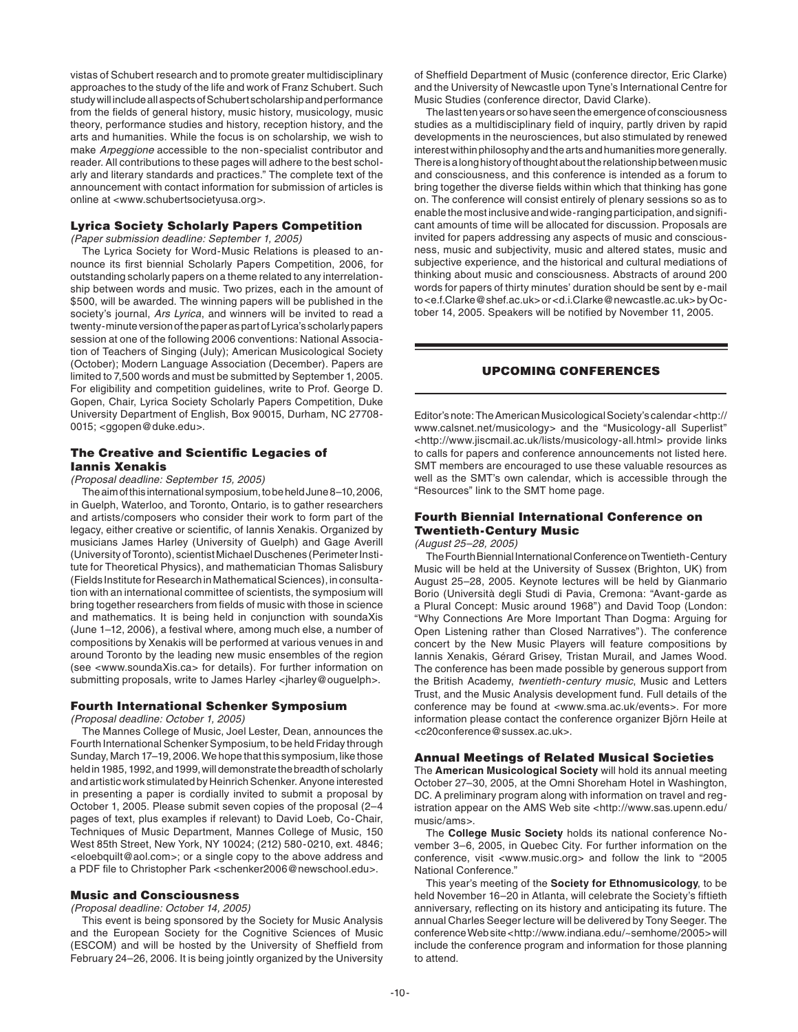vistas of Schubert research and to promote greater multidisciplinary approaches to the study of the life and work of Franz Schubert. Such study will include all aspects of Schubert scholarship and performance from the fields of general history, music history, musicology, music theory, performance studies and history, reception history, and the arts and humanities. While the focus is on scholarship, we wish to make *Arpeggione* accessible to the non-specialist contributor and reader. All contributions to these pages will adhere to the best scholarly and literary standards and practices." The complete text of the announcement with contact information for submission of articles is online at <www.schubertsocietyusa.org>.

### Lyrica Society Scholarly Papers Competition

*(Paper submission deadline: September 1, 2005)*

The Lyrica Society for Word-Music Relations is pleased to announce its first biennial Scholarly Papers Competition, 2006, for outstanding scholarly papers on a theme related to any interrelationship between words and music. Two prizes, each in the amount of $500, will be awarded. The winning papers will be published in the society's journal, *Ars Lyrica*, and winners will be invited to read a twenty-minute version of the paper as part of Lyrica's scholarly papers session at one of the following 2006 conventions: National Association of Teachers of Singing (July); American Musicological Society (October); Modern Language Association (December). Papers are limited to 7,500 words and must be submitted by September 1, 2005. For eligibility and competition guidelines, write to Prof. George D. Gopen, Chair, Lyrica Society Scholarly Papers Competition, Duke University Department of English, Box 90015, Durham, NC 27708-0015; <ggopen@duke.edu>.

### The Creative and Scientific Legacies of Iannis Xenakis

*(Proposal deadline: September 15, 2005)*

The aim of this international symposium, to be held June 8–10, 2006, in Guelph, Waterloo, and Toronto, Ontario, is to gather researchers and artists/composers who consider their work to form part of the legacy, either creative or scientific, of Iannis Xenakis. Organized by musicians James Harley (University of Guelph) and Gage Averill (University of Toronto), scientist Michael Duschenes (Perimeter Institute for Theoretical Physics), and mathematician Thomas Salisbury (Fields Institute for Research in Mathematical Sciences), in consultation with an international committee of scientists, the symposium will bring together researchers from fields of music with those in science and mathematics. It is being held in conjunction with soundaXis (June 1–12, 2006), a festival where, among much else, a number of compositions by Xenakis will be performed at various venues in and around Toronto by the leading new music ensembles of the region (see <www.soundaXis.ca> for details). For further information on submitting proposals, write to James Harley <jharley@ouguelph>.

### Fourth International Schenker Symposium

*(Proposal deadline: October 1, 2005)*

The Mannes College of Music, Joel Lester, Dean, announces the Fourth International Schenker Symposium, to be held Friday through Sunday, March 17–19, 2006. We hope that this symposium, like those held in 1985, 1992, and 1999, will demonstrate the breadth of scholarly and artistic work stimulated by Heinrich Schenker. Anyone interested in presenting a paper is cordially invited to submit a proposal by October 1, 2005. Please submit seven copies of the proposal (2–4 pages of text, plus examples if relevant) to David Loeb, Co-Chair, Techniques of Music Department, Mannes College of Music, 150 West 85th Street, New York, NY 10024; (212) 580-0210, ext. 4846; <eloebquilt@aol.com>; or a single copy to the above address and a PDF file to Christopher Park <schenker2006@newschool.edu>.

### Music and Consciousness

*(Proposal deadline: October 14, 2005)*

This event is being sponsored by the Society for Music Analysis and the European Society for the Cognitive Sciences of Music (ESCOM) and will be hosted by the University of Sheffield from February 24–26, 2006. It is being jointly organized by the University of Sheffield Department of Music (conference director, Eric Clarke) and the University of Newcastle upon Tyne's International Centre for Music Studies (conference director, David Clarke).

The last ten years or so have seen the emergence of consciousness studies as a multidisciplinary field of inquiry, partly driven by rapid developments in the neurosciences, but also stimulated by renewed interest within philosophy and the arts and humanities more generally. There is a long history of thought about the relationship between music and consciousness, and this conference is intended as a forum to bring together the diverse fields within which that thinking has gone on. The conference will consist entirely of plenary sessions so as to enable the most inclusive and wide-ranging participation, and significant amounts of time will be allocated for discussion. Proposals are invited for papers addressing any aspects of music and consciousness, music and subjectivity, music and altered states, music and subjective experience, and the historical and cultural mediations of thinking about music and consciousness. Abstracts of around 200 words for papers of thirty minutes' duration should be sent by e-mail to <e.f.Clarke@shef.ac.uk> or <d.i.Clarke@newcastle.ac.uk> by October 14, 2005. Speakers will be notified by November 11, 2005.

## UPCOMING CONFERENCES

Editor's note: The American Musicological Society's calendar <http://www.calsnet.net/musicology> and the "Musicology-all Superlist" <http://www.jiscmail.ac.uk/lists/musicology-all.html> provide links to calls for papers and conference announcements not listed here. SMT members are encouraged to use these valuable resources as well as the SMT's own calendar, which is accessible through the "Resources" link to the SMT home page.

### Fourth Biennial International Conference on Twentieth-Century Music

*(August 25–28, 2005)*

The Fourth Biennial International Conference on Twentieth-Century Music will be held at the University of Sussex (Brighton, UK) from August 25–28, 2005. Keynote lectures will be held by Gianmario Borio (Università degli Studi di Pavia, Cremona: "Avant-garde as a Plural Concept: Music around 1968") and David Toop (London: "Why Connections Are More Important Than Dogma: Arguing for Open Listening rather than Closed Narratives"). The conference concert by the New Music Players will feature compositions by Iannis Xenakis, Gérard Grisey, Tristan Murail, and James Wood. The conference has been made possible by generous support from the British Academy, *twentieth-century music*, Music and Letters Trust, and the Music Analysis development fund. Full details of the conference may be found at <www.sma.ac.uk/events>. For more information please contact the conference organizer Björn Heile at <c20conference@sussex.ac.uk>.

### Annual Meetings of Related Musical Societies

The **American Musicological Society** will hold its annual meeting October 27–30, 2005, at the Omni Shoreham Hotel in Washington, DC. A preliminary program along with information on travel and registration appear on the AMS Web site <http://www.sas.upenn.edu/music/ams>.

The **College Music Society** holds its national conference November 3–6, 2005, in Quebec City. For further information on the conference, visit <www.music.org> and follow the link to "2005 National Conference."

This year's meeting of the **Society for Ethnomusicology**, to be held November 16–20 in Atlanta, will celebrate the Society's fiftieth anniversary, reflecting on its history and anticipating its future. The annual Charles Seeger lecture will be delivered by Tony Seeger. The conference Web site <http://www.indiana.edu/~semhome/2005> will include the conference program and information for those planning to attend.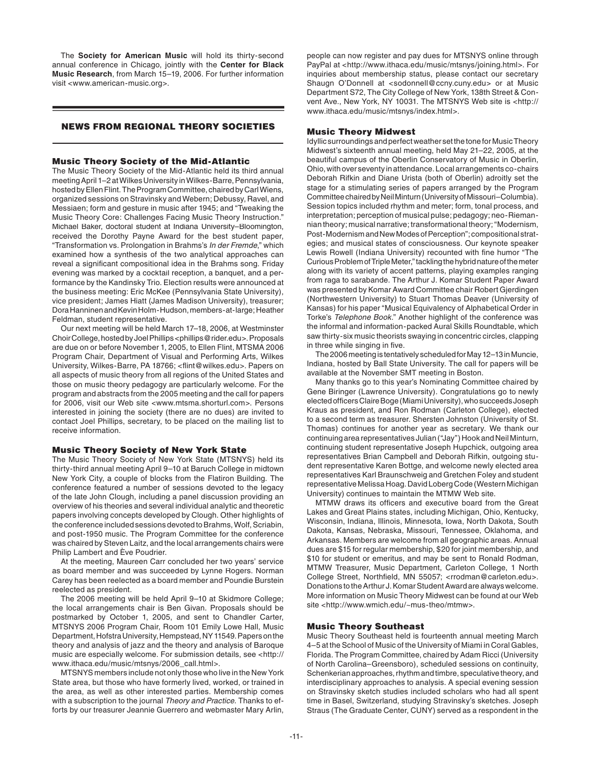The **Society for American Music** will hold its thirty-second annual conference in Chicago, jointly with the **Center for Black Music Research**, from March 15–19, 2006. For further information visit <www.american-music.org>.

## NEWS FROM REGIONAL THEORY SOCIETIES

### Music Theory Society of the Mid-Atlantic

The Music Theory Society of the Mid-Atlantic held its third annual meeting April 1–2 at Wilkes University in Wilkes-Barre, Pennsylvania, hosted by Ellen Flint. The Program Committee, chaired by Carl Wiens, organized sessions on Stravinsky and Webern; Debussy, Ravel, and Messiaen; form and gesture in music after 1945; and "Tweaking the Music Theory Core: Challenges Facing Music Theory Instruction." Michael Baker, doctoral student at Indiana University–Bloomington, received the Dorothy Payne Award for the best student paper, "Transformation vs. Prolongation in Brahms's *In der Fremde*," which examined how a synthesis of the two analytical approaches can reveal a significant compositional idea in the Brahms song. Friday evening was marked by a cocktail reception, a banquet, and a performance by the Kandinsky Trio. Election results were announced at the business meeting: Eric McKee (Pennsylvania State University), vice president; James Hiatt (James Madison University), treasurer; Dora Hanninen and Kevin Holm-Hudson, members-at-large; Heather Feldman, student representative.

Our next meeting will be held March 17–18, 2006, at Westminster Choir College, hosted by Joel Phillips <phillips@rider.edu>. Proposals are due on or before November 1, 2005, to Ellen Flint, MTSMA 2006 Program Chair, Department of Visual and Performing Arts, Wilkes University, Wilkes-Barre, PA 18766; <flint@wilkes.edu>. Papers on all aspects of music theory from all regions of the United States and those on music theory pedagogy are particularly welcome. For the program and abstracts from the 2005 meeting and the call for papers for 2006, visit our Web site <www.mtsma.shorturl.com>. Persons interested in joining the society (there are no dues) are invited to contact Joel Phillips, secretary, to be placed on the mailing list to receive information.

### Music Theory Society of New York State

The Music Theory Society of New York State (MTSNYS) held its thirty-third annual meeting April 9–10 at Baruch College in midtown New York City, a couple of blocks from the Flatiron Building. The conference featured a number of sessions devoted to the legacy of the late John Clough, including a panel discussion providing an overview of his theories and several individual analytic and theoretic papers involving concepts developed by Clough. Other highlights of the conference included sessions devoted to Brahms, Wolf, Scriabin, and post-1950 music. The Program Committee for the conference was chaired by Steven Laitz, and the local arrangements chairs were Philip Lambert and Ève Poudrier.

At the meeting, Maureen Carr concluded her two years' service as board member and was succeeded by Lynne Rogers. Norman Carey has been reelected as a board member and Poundie Burstein reelected as president.

The 2006 meeting will be held April 9–10 at Skidmore College; the local arrangements chair is Ben Givan. Proposals should be postmarked by October 1, 2005, and sent to Chandler Carter, MTSNYS 2006 Program Chair, Room 101 Emily Lowe Hall, Music Department, Hofstra University, Hempstead, NY 11549. Papers on the theory and analysis of jazz and the theory and analysis of Baroque music are especially welcome. For submission details, see <http://www.ithaca.edu/music/mtsnys/2006_call.html>.

MTSNYS members include not only those who live in the New York State area, but those who have formerly lived, worked, or trained in the area, as well as other interested parties. Membership comes with a subscription to the journal *Theory and Practice*. Thanks to efforts by our treasurer Jeannie Guerrero and webmaster Mary Arlin, people can now register and pay dues for MTSNYS online through PayPal at <http://www.ithaca.edu/music/mtsnys/joining.html>. For inquiries about membership status, please contact our secretary Shaugn O'Donnell at <sodonnell@ccny.cuny.edu> or at Music Department S72, The City College of New York, 138th Street & Convent Ave., New York, NY 10031. The MTSNYS Web site is <http://www.ithaca.edu/music/mtsnys/index.html>.

### Music Theory Midwest

Idyllic surroundings and perfect weather set the tone for Music Theory Midwest's sixteenth annual meeting, held May 21–22, 2005, at the beautiful campus of the Oberlin Conservatory of Music in Oberlin, Ohio, with over seventy in attendance. Local arrangements co-chairs Deborah Rifkin and Diane Urista (both of Oberlin) adroitly set the stage for a stimulating series of papers arranged by the Program Committee chaired by Neil Minturn (University of Missouri–Columbia). Session topics included rhythm and meter; form, tonal process, and interpretation; perception of musical pulse; pedagogy; neo-Riemannian theory; musical narrative; transformational theory; "Modernism, Post-Modernism and New Modes of Perception"; compositional strategies; and musical states of consciousness. Our keynote speaker Lewis Rowell (Indiana University) recounted with fine humor "The Curious Problem of Triple Meter," tackling the hybrid nature of the meter along with its variety of accent patterns, playing examples ranging from raga to sarabande. The Arthur J. Komar Student Paper Award was presented by Komar Award Committee chair Robert Gjerdingen (Northwestern University) to Stuart Thomas Deaver (University of Kansas) for his paper "Musical Equivalency of Alphabetical Order in Torke's *Telephone Book*." Another highlight of the conference was the informal and information-packed Aural Skills Roundtable, which saw thirty-six music theorists swaying in concentric circles, clapping in three while singing in five.

The 2006 meeting is tentatively scheduled for May 12–13 in Muncie, Indiana, hosted by Ball State University. The call for papers will be available at the November SMT meeting in Boston.

Many thanks go to this year's Nominating Committee chaired by Gene Biringer (Lawrence University). Congratulations go to newly elected officers Claire Boge (Miami University), who succeeds Joseph Kraus as president, and Ron Rodman (Carleton College), elected to a second term as treasurer. Shersten Johnston (University of St. Thomas) continues for another year as secretary. We thank our continuing area representatives Julian ("Jay") Hook and Neil Minturn, continuing student representative Joseph Hupchick, outgoing area representatives Brian Campbell and Deborah Rifkin, outgoing student representative Karen Bottge, and welcome newly elected area representatives Karl Braunschweig and Gretchen Foley and student representative Melissa Hoag. David Loberg Code (Western Michigan University) continues to maintain the MTMW Web site.

MTMW draws its officers and executive board from the Great Lakes and Great Plains states, including Michigan, Ohio, Kentucky, Wisconsin, Indiana, Illinois, Minnesota, Iowa, North Dakota, South Dakota, Kansas, Nebraska, Missouri, Tennessee, Oklahoma, and Arkansas. Members are welcome from all geographic areas. Annual dues are $15 for regular membership, $20 for joint membership, and $10 for student or emeritus, and may be sent to Ronald Rodman, MTMW Treasurer, Music Department, Carleton College, 1 North College Street, Northfield, MN 55057; <rrodman@carleton.edu>. Donations to the Arthur J. Komar Student Award are always welcome. More information on Music Theory Midwest can be found at our Web site <http://www.wmich.edu/~mus-theo/mtmw>.

### Music Theory Southeast

Music Theory Southeast held is fourteenth annual meeting March 4–5 at the School of Music of the University of Miami in Coral Gables, Florida. The Program Committee, chaired by Adam Ricci (University of North Carolina–Greensboro), scheduled sessions on continuity, Schenkerian approaches, rhythm and timbre, speculative theory, and interdisciplinary approaches to analysis. A special evening session on Stravinsky sketch studies included scholars who had all spent time in Basel, Switzerland, studying Stravinsky's sketches. Joseph Straus (The Graduate Center, CUNY) served as a respondent in the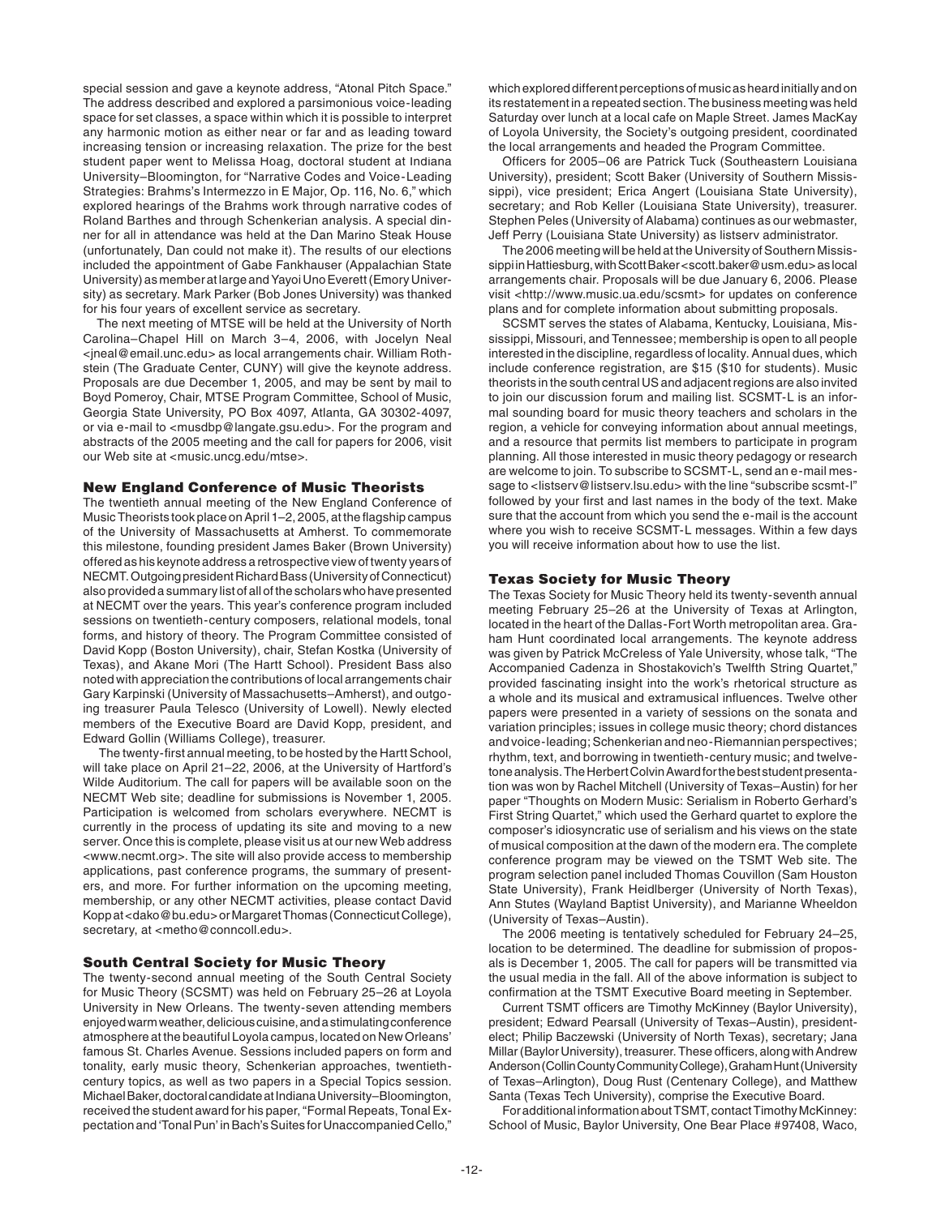special session and gave a keynote address, "Atonal Pitch Space." The address described and explored a parsimonious voice-leading space for set classes, a space within which it is possible to interpret any harmonic motion as either near or far and as leading toward increasing tension or increasing relaxation. The prize for the best student paper went to Melissa Hoag, doctoral student at Indiana University–Bloomington, for "Narrative Codes and Voice-Leading Strategies: Brahms's Intermezzo in E Major, Op. 116, No. 6," which explored hearings of the Brahms work through narrative codes of Roland Barthes and through Schenkerian analysis. A special dinner for all in attendance was held at the Dan Marino Steak House (unfortunately, Dan could not make it). The results of our elections included the appointment of Gabe Fankhauser (Appalachian State University) as member at large and Yayoi Uno Everett (Emory University) as secretary. Mark Parker (Bob Jones University) was thanked for his four years of excellent service as secretary.

The next meeting of MTSE will be held at the University of North Carolina–Chapel Hill on March 3–4, 2006, with Jocelyn Neal <jneal@email.unc.edu> as local arrangements chair. William Rothstein (The Graduate Center, CUNY) will give the keynote address. Proposals are due December 1, 2005, and may be sent by mail to Boyd Pomeroy, Chair, MTSE Program Committee, School of Music, Georgia State University, PO Box 4097, Atlanta, GA 30302-4097, or via e-mail to <musdbp@langate.gsu.edu>. For the program and abstracts of the 2005 meeting and the call for papers for 2006, visit our Web site at <music.uncg.edu/mtse>.

### New England Conference of Music Theorists

The twentieth annual meeting of the New England Conference of Music Theorists took place on April 1–2, 2005, at the flagship campus of the University of Massachusetts at Amherst. To commemorate this milestone, founding president James Baker (Brown University) offered as his keynote address a retrospective view of twenty years of NECMT. Outgoing president Richard Bass (University of Connecticut) also provided a summary list of all of the scholars who have presented at NECMT over the years. This year's conference program included sessions on twentieth-century composers, relational models, tonal forms, and history of theory. The Program Committee consisted of David Kopp (Boston University), chair, Stefan Kostka (University of Texas), and Akane Mori (The Hartt School). President Bass also noted with appreciation the contributions of local arrangements chair Gary Karpinski (University of Massachusetts–Amherst), and outgoing treasurer Paula Telesco (University of Lowell). Newly elected members of the Executive Board are David Kopp, president, and Edward Gollin (Williams College), treasurer.

The twenty-first annual meeting, to be hosted by the Hartt School, will take place on April 21–22, 2006, at the University of Hartford's Wilde Auditorium. The call for papers will be available soon on the NECMT Web site; deadline for submissions is November 1, 2005. Participation is welcomed from scholars everywhere. NECMT is currently in the process of updating its site and moving to a new server. Once this is complete, please visit us at our new Web address <www.necmt.org>. The site will also provide access to membership applications, past conference programs, the summary of presenters, and more. For further information on the upcoming meeting, membership, or any other NECMT activities, please contact David Kopp at <dako@bu.edu> or Margaret Thomas (Connecticut College), secretary, at <metho@conncoll.edu>.

### South Central Society for Music Theory

The twenty-second annual meeting of the South Central Society for Music Theory (SCSMT) was held on February 25–26 at Loyola University in New Orleans. The twenty-seven attending members enjoyed warm weather, delicious cuisine, and a stimulating conference atmosphere at the beautiful Loyola campus, located on New Orleans' famous St. Charles Avenue. Sessions included papers on form and tonality, early music theory, Schenkerian approaches, twentieth-century topics, as well as two papers in a Special Topics session. Michael Baker, doctoral candidate at Indiana University–Bloomington, received the student award for his paper, "Formal Repeats, Tonal Expectation and 'Tonal Pun' in Bach's Suites for Unaccompanied Cello," which explored different perceptions of music as heard initially and on its restatement in a repeated section. The business meeting was held Saturday over lunch at a local cafe on Maple Street. James MacKay of Loyola University, the Society's outgoing president, coordinated the local arrangements and headed the Program Committee.

Officers for 2005–06 are Patrick Tuck (Southeastern Louisiana University), president; Scott Baker (University of Southern Mississippi), vice president; Erica Angert (Louisiana State University), secretary; and Rob Keller (Louisiana State University), treasurer. Stephen Peles (University of Alabama) continues as our webmaster, Jeff Perry (Louisiana State University) as listserv administrator.

The 2006 meeting will be held at the University of Southern Mississippi in Hattiesburg, with Scott Baker <scott.baker@usm.edu> as local arrangements chair. Proposals will be due January 6, 2006. Please visit <http://www.music.ua.edu/scsmt> for updates on conference plans and for complete information about submitting proposals.

SCSMT serves the states of Alabama, Kentucky, Louisiana, Mississippi, Missouri, and Tennessee; membership is open to all people interested in the discipline, regardless of locality. Annual dues, which include conference registration, are $15 ($10 for students). Music theorists in the south central US and adjacent regions are also invited to join our discussion forum and mailing list. SCSMT-L is an informal sounding board for music theory teachers and scholars in the region, a vehicle for conveying information about annual meetings, and a resource that permits list members to participate in program planning. All those interested in music theory pedagogy or research are welcome to join. To subscribe to SCSMT-L, send an e-mail message to <listserv@listserv.lsu.edu> with the line "subscribe scsmt-l" followed by your first and last names in the body of the text. Make sure that the account from which you send the e-mail is the account where you wish to receive SCSMT-L messages. Within a few days you will receive information about how to use the list.

### Texas Society for Music Theory

The Texas Society for Music Theory held its twenty-seventh annual meeting February 25–26 at the University of Texas at Arlington, located in the heart of the Dallas-Fort Worth metropolitan area. Graham Hunt coordinated local arrangements. The keynote address was given by Patrick McCreless of Yale University, whose talk, "The Accompanied Cadenza in Shostakovich's Twelfth String Quartet," provided fascinating insight into the work's rhetorical structure as a whole and its musical and extramusical influences. Twelve other papers were presented in a variety of sessions on the sonata and variation principles; issues in college music theory; chord distances and voice-leading; Schenkerian and neo-Riemannian perspectives; rhythm, text, and borrowing in twentieth-century music; and twelve-tone analysis. The Herbert Colvin Award for the best student presentation was won by Rachel Mitchell (University of Texas–Austin) for her paper "Thoughts on Modern Music: Serialism in Roberto Gerhard's First String Quartet," which used the Gerhard quartet to explore the composer's idiosyncratic use of serialism and his views on the state of musical composition at the dawn of the modern era. The complete conference program may be viewed on the TSMT Web site. The program selection panel included Thomas Couvillon (Sam Houston State University), Frank Heidlberger (University of North Texas), Ann Stutes (Wayland Baptist University), and Marianne Wheeldon (University of Texas–Austin).

The 2006 meeting is tentatively scheduled for February 24–25, location to be determined. The deadline for submission of proposals is December 1, 2005. The call for papers will be transmitted via the usual media in the fall. All of the above information is subject to confirmation at the TSMT Executive Board meeting in September.

Current TSMT officers are Timothy McKinney (Baylor University), president; Edward Pearsall (University of Texas–Austin), president-elect; Philip Baczewski (University of North Texas), secretary; Jana Millar (Baylor University), treasurer. These officers, along with Andrew Anderson (Collin County Community College), Graham Hunt (University of Texas–Arlington), Doug Rust (Centenary College), and Matthew Santa (Texas Tech University), comprise the Executive Board.

For additional information about TSMT, contact Timothy McKinney: School of Music, Baylor University, One Bear Place #97408, Waco,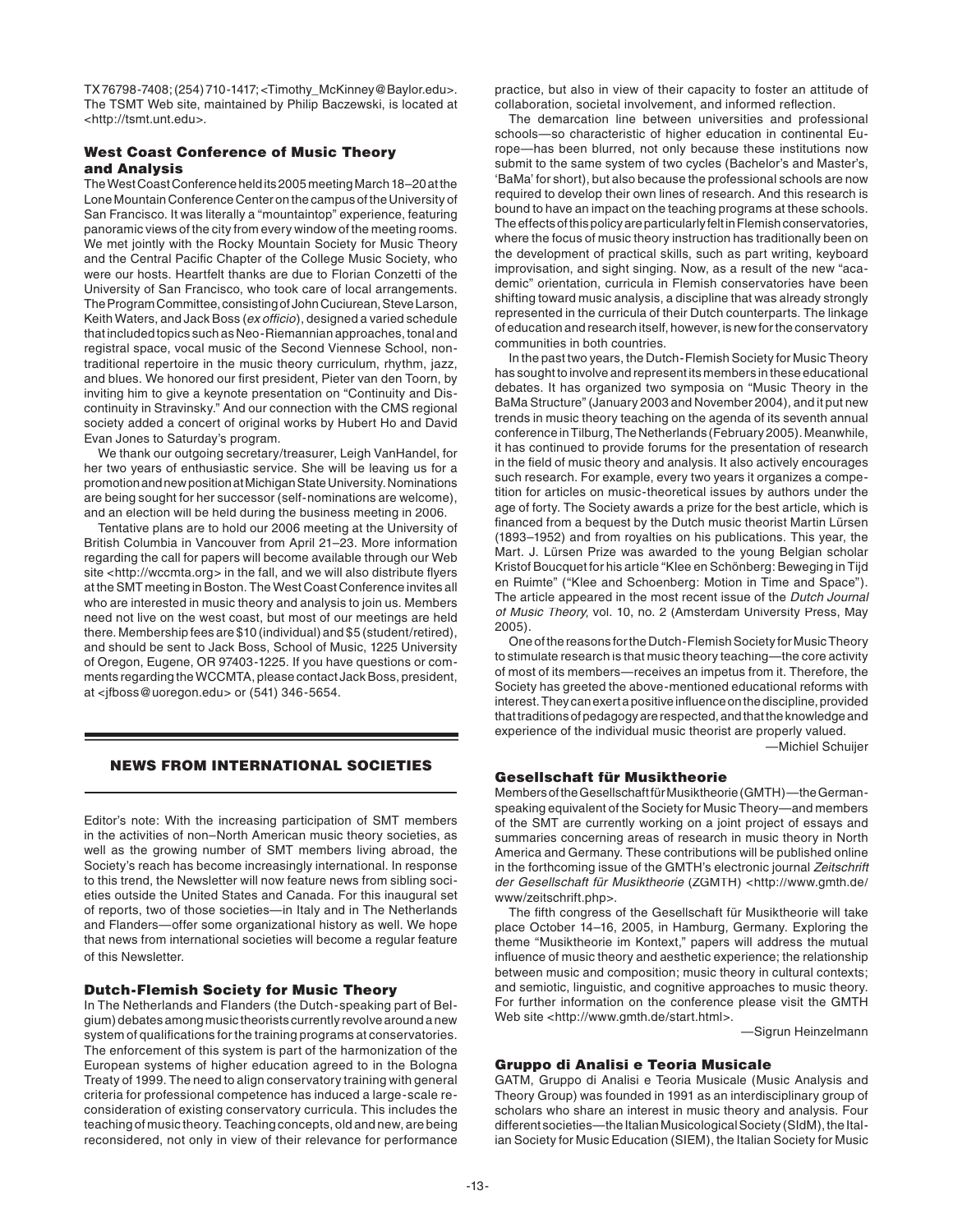TX 76798-7408; (254) 710-1417; <Timothy_McKinney@Baylor.edu>. The TSMT Web site, maintained by Philip Baczewski, is located at <http://tsmt.unt.edu>.

### West Coast Conference of Music Theory and Analysis

The West Coast Conference held its 2005 meeting March 18–20 at the Lone Mountain Conference Center on the campus of the University of San Francisco. It was literally a "mountaintop" experience, featuring panoramic views of the city from every window of the meeting rooms. We met jointly with the Rocky Mountain Society for Music Theory and the Central Pacific Chapter of the College Music Society, who were our hosts. Heartfelt thanks are due to Florian Conzetti of the University of San Francisco, who took care of local arrangements. The Program Committee, consisting of John Cuciurean, Steve Larson, Keith Waters, and Jack Boss (*ex officio*), designed a varied schedule that included topics such as Neo-Riemannian approaches, tonal and registral space, vocal music of the Second Viennese School, non-traditional repertoire in the music theory curriculum, rhythm, jazz, and blues. We honored our first president, Pieter van den Toorn, by inviting him to give a keynote presentation on "Continuity and Discontinuity in Stravinsky." And our connection with the CMS regional society added a concert of original works by Hubert Ho and David Evan Jones to Saturday's program.

We thank our outgoing secretary/treasurer, Leigh VanHandel, for her two years of enthusiastic service. She will be leaving us for a promotion and new position at Michigan State University. Nominations are being sought for her successor (self-nominations are welcome), and an election will be held during the business meeting in 2006.

Tentative plans are to hold our 2006 meeting at the University of British Columbia in Vancouver from April 21–23. More information regarding the call for papers will become available through our Web site <http://wccmta.org> in the fall, and we will also distribute flyers at the SMT meeting in Boston. The West Coast Conference invites all who are interested in music theory and analysis to join us. Members need not live on the west coast, but most of our meetings are held there. Membership fees are $10 (individual) and $5 (student/retired), and should be sent to Jack Boss, School of Music, 1225 University of Oregon, Eugene, OR 97403-1225. If you have questions or comments regarding the WCCMTA, please contact Jack Boss, president, at <jfboss@uoregon.edu> or (541) 346-5654.

## NEWS FROM INTERNATIONAL SOCIETIES

Editor's note: With the increasing participation of SMT members in the activities of non–North American music theory societies, as well as the growing number of SMT members living abroad, the Society's reach has become increasingly international. In response to this trend, the Newsletter will now feature news from sibling societies outside the United States and Canada. For this inaugural set of reports, two of those societies—in Italy and in The Netherlands and Flanders—offer some organizational history as well. We hope that news from international societies will become a regular feature of this Newsletter.

### Dutch-Flemish Society for Music Theory

In The Netherlands and Flanders (the Dutch-speaking part of Belgium) debates among music theorists currently revolve around a new system of qualifications for the training programs at conservatories. The enforcement of this system is part of the harmonization of the European systems of higher education agreed to in the Bologna Treaty of 1999. The need to align conservatory training with general criteria for professional competence has induced a large-scale reconsideration of existing conservatory curricula. This includes the teaching of music theory. Teaching concepts, old and new, are being reconsidered, not only in view of their relevance for performance practice, but also in view of their capacity to foster an attitude of collaboration, societal involvement, and informed reflection.

The demarcation line between universities and professional schools—so characteristic of higher education in continental Europe—has been blurred, not only because these institutions now submit to the same system of two cycles (Bachelor's and Master's, 'BaMa' for short), but also because the professional schools are now required to develop their own lines of research. And this research is bound to have an impact on the teaching programs at these schools. The effects of this policy are particularly felt in Flemish conservatories, where the focus of music theory instruction has traditionally been on the development of practical skills, such as part writing, keyboard improvisation, and sight singing. Now, as a result of the new "academic" orientation, curricula in Flemish conservatories have been shifting toward music analysis, a discipline that was already strongly represented in the curricula of their Dutch counterparts. The linkage of education and research itself, however, is new for the conservatory communities in both countries.

In the past two years, the Dutch-Flemish Society for Music Theory has sought to involve and represent its members in these educational debates. It has organized two symposia on "Music Theory in the BaMa Structure" (January 2003 and November 2004), and it put new trends in music theory teaching on the agenda of its seventh annual conference in Tilburg, The Netherlands (February 2005). Meanwhile, it has continued to provide forums for the presentation of research in the field of music theory and analysis. It also actively encourages such research. For example, every two years it organizes a competition for articles on music-theoretical issues by authors under the age of forty. The Society awards a prize for the best article, which is financed from a bequest by the Dutch music theorist Martin Lürsen (1893–1952) and from royalties on his publications. This year, the Mart. J. Lürsen Prize was awarded to the young Belgian scholar Kristof Boucquet for his article "Klee en Schönberg: Beweging in Tijd en Ruimte" ("Klee and Schoenberg: Motion in Time and Space"). The article appeared in the most recent issue of the *Dutch Journal of Music Theory*, vol. 10, no. 2 (Amsterdam University Press, May 2005).

One of the reasons for the Dutch-Flemish Society for Music Theory to stimulate research is that music theory teaching—the core activity of most of its members—receives an impetus from it. Therefore, the Society has greeted the above-mentioned educational reforms with interest. They can exert a positive influence on the discipline, provided that traditions of pedagogy are respected, and that the knowledge and experience of the individual music theorist are properly valued.

—Michiel Schuijer

### Gesellschaft für Musiktheorie

Members of the Gesellschaft für Musiktheorie (GMTH)—the German-speaking equivalent of the Society for Music Theory—and members of the SMT are currently working on a joint project of essays and summaries concerning areas of research in music theory in North America and Germany. These contributions will be published online in the forthcoming issue of the GMTH's electronic journal *Zeitschrift der Gesellschaft für Musiktheorie* (ZGMTH) <http://www.gmth.de/www/zeitschrift.php>.

The fifth congress of the Gesellschaft für Musiktheorie will take place October 14–16, 2005, in Hamburg, Germany. Exploring the theme "Musiktheorie im Kontext," papers will address the mutual influence of music theory and aesthetic experience; the relationship between music and composition; music theory in cultural contexts; and semiotic, linguistic, and cognitive approaches to music theory. For further information on the conference please visit the GMTH Web site <http://www.gmth.de/start.html>.

—Sigrun Heinzelmann

### Gruppo di Analisi e Teoria Musicale

GATM, Gruppo di Analisi e Teoria Musicale (Music Analysis and Theory Group) was founded in 1991 as an interdisciplinary group of scholars who share an interest in music theory and analysis. Four different societies—the Italian Musicological Society (SIdM), the Italian Society for Music Education (SIEM), the Italian Society for Music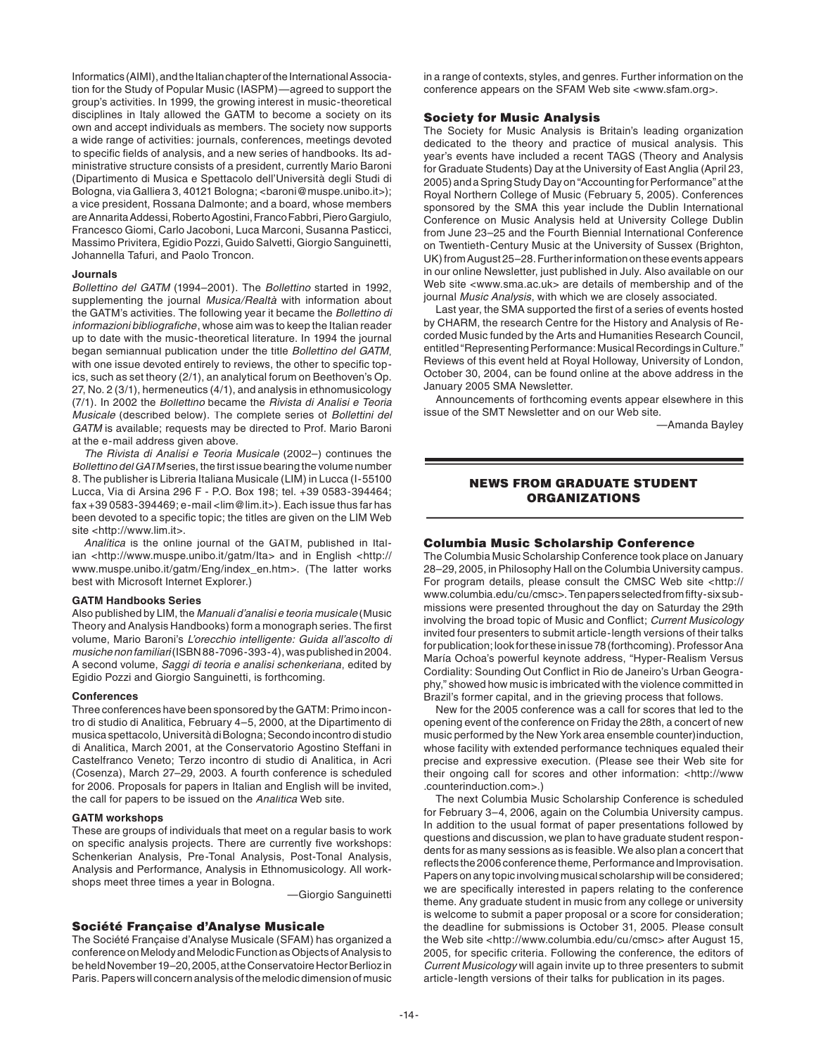Informatics (AIMI), and the Italian chapter of the International Association for the Study of Popular Music (IASPM)—agreed to support the group's activities. In 1999, the growing interest in music-theoretical disciplines in Italy allowed the GATM to become a society on its own and accept individuals as members. The society now supports a wide range of activities: journals, conferences, meetings devoted to specific fields of analysis, and a new series of handbooks. Its administrative structure consists of a president, currently Mario Baroni (Dipartimento di Musica e Spettacolo dell'Università degli Studi di Bologna, via Galliera 3, 40121 Bologna; <baroni@muspe.unibo.it>); a vice president, Rossana Dalmonte; and a board, whose members are Annarita Addessi, Roberto Agostini, Franco Fabbri, Piero Gargiulo, Francesco Giomi, Carlo Jacoboni, Luca Marconi, Susanna Pasticci, Massimo Privitera, Egidio Pozzi, Guido Salvetti, Giorgio Sanguinetti, Johannella Tafuri, and Paolo Troncon.

#### Journals

*Bollettino del GATM* (1994–2001). The *Bollettino* started in 1992, supplementing the journal *Musica/Realtà* with information about the GATM's activities. The following year it became the *Bollettino di informazioni bibliografiche*, whose aim was to keep the Italian reader up to date with the music-theoretical literature. In 1994 the journal began semiannual publication under the title *Bollettino del GATM*, with one issue devoted entirely to reviews, the other to specific topics, such as set theory (2/1), an analytical forum on Beethoven's Op. 27, No. 2 (3/1), hermeneutics (4/1), and analysis in ethnomusicology (7/1). In 2002 the *Bollettino* became the *Rivista di Analisi e Teoria Musicale* (described below). The complete series of *Bollettini del GATM* is available; requests may be directed to Prof. Mario Baroni at the e-mail address given above.

*The Rivista di Analisi e Teoria Musicale* (2002–) continues the *Bollettino del GATM* series, the first issue bearing the volume number 8. The publisher is Libreria Italiana Musicale (LIM) in Lucca (I-55100 Lucca, Via di Arsina 296 F - P.O. Box 198; tel. +39 0583-394464; fax +39 0583-394469; e-mail <lim@lim.it>). Each issue thus far has been devoted to a specific topic; the titles are given on the LIM Web site <http://www.lim.it>.

*Analitica* is the online journal of the GATM, published in Italian <http://www.muspe.unibo.it/gatm/Ita> and in English <http://www.muspe.unibo.it/gatm/Eng/index_en.htm>. (The latter works best with Microsoft Internet Explorer.)

#### GATM Handbooks Series

Also published by LIM, the *Manuali d'analisi e teoria musicale* (Music Theory and Analysis Handbooks) form a monograph series. The first volume, Mario Baroni's *L'orecchio intelligente: Guida all'ascolto di musiche non familiari* (ISBN 88-7096-393-4), was published in 2004. A second volume, *Saggi di teoria e analisi schenkeriana*, edited by Egidio Pozzi and Giorgio Sanguinetti, is forthcoming.

#### Conferences

Three conferences have been sponsored by the GATM: Primo incontro di studio di Analitica, February 4–5, 2000, at the Dipartimento di musica spettacolo, Università di Bologna; Secondo incontro di studio di Analitica, March 2001, at the Conservatorio Agostino Steffani in Castelfranco Veneto; Terzo incontro di studio di Analitica, in Acri (Cosenza), March 27–29, 2003. A fourth conference is scheduled for 2006. Proposals for papers in Italian and English will be invited, the call for papers to be issued on the *Analitica* Web site.

#### GATM workshops

These are groups of individuals that meet on a regular basis to work on specific analysis projects. There are currently five workshops: Schenkerian Analysis, Pre-Tonal Analysis, Post-Tonal Analysis, Analysis and Performance, Analysis in Ethnomusicology. All workshops meet three times a year in Bologna.

—Giorgio Sanguinetti

### Société Française d'Analyse Musicale

The Société Française d'Analyse Musicale (SFAM) has organized a conference on Melody and Melodic Function as Objects of Analysis to be held November 19–20, 2005, at the Conservatoire Hector Berlioz in Paris. Papers will concern analysis of the melodic dimension of music in a range of contexts, styles, and genres. Further information on the conference appears on the SFAM Web site <www.sfam.org>.

### Society for Music Analysis

The Society for Music Analysis is Britain's leading organization dedicated to the theory and practice of musical analysis. This year's events have included a recent TAGS (Theory and Analysis for Graduate Students) Day at the University of East Anglia (April 23, 2005) and a Spring Study Day on "Accounting for Performance" at the Royal Northern College of Music (February 5, 2005). Conferences sponsored by the SMA this year include the Dublin International Conference on Music Analysis held at University College Dublin from June 23–25 and the Fourth Biennial International Conference on Twentieth-Century Music at the University of Sussex (Brighton, UK) from August 25–28. Further information on these events appears in our online Newsletter, just published in July. Also available on our Web site <www.sma.ac.uk> are details of membership and of the journal *Music Analysis*, with which we are closely associated.

Last year, the SMA supported the first of a series of events hosted by CHARM, the research Centre for the History and Analysis of Recorded Music funded by the Arts and Humanities Research Council, entitled "Representing Performance: Musical Recordings in Culture." Reviews of this event held at Royal Holloway, University of London, October 30, 2004, can be found online at the above address in the January 2005 SMA Newsletter.

Announcements of forthcoming events appear elsewhere in this issue of the SMT Newsletter and on our Web site.

—Amanda Bayley

## NEWS FROM GRADUATE STUDENT ORGANIZATIONS

### Columbia Music Scholarship Conference

The Columbia Music Scholarship Conference took place on January 28–29, 2005, in Philosophy Hall on the Columbia University campus. For program details, please consult the CMSC Web site <http://www.columbia.edu/cu/cmsc>. Ten papers selected from fifty-six submissions were presented throughout the day on Saturday the 29th involving the broad topic of Music and Conflict; *Current Musicology* invited four presenters to submit article-length versions of their talks for publication; look for these in issue 78 (forthcoming). Professor Ana María Ochoa's powerful keynote address, "Hyper-Realism Versus Cordiality: Sounding Out Conflict in Rio de Janeiro's Urban Geography," showed how music is imbricated with the violence committed in Brazil's former capital, and in the grieving process that follows.

New for the 2005 conference was a call for scores that led to the opening event of the conference on Friday the 28th, a concert of new music performed by the New York area ensemble counter)induction, whose facility with extended performance techniques equaled their precise and expressive execution. (Please see their Web site for their ongoing call for scores and other information: <http://www.counterinduction.com>.)

The next Columbia Music Scholarship Conference is scheduled for February 3–4, 2006, again on the Columbia University campus. In addition to the usual format of paper presentations followed by questions and discussion, we plan to have graduate student respondents for as many sessions as is feasible. We also plan a concert that reflects the 2006 conference theme, Performance and Improvisation. Papers on any topic involving musical scholarship will be considered; we are specifically interested in papers relating to the conference theme. Any graduate student in music from any college or university is welcome to submit a paper proposal or a score for consideration; the deadline for submissions is October 31, 2005. Please consult the Web site <http://www.columbia.edu/cu/cmsc> after August 15, 2005, for specific criteria. Following the conference, the editors of *Current Musicology* will again invite up to three presenters to submit article-length versions of their talks for publication in its pages.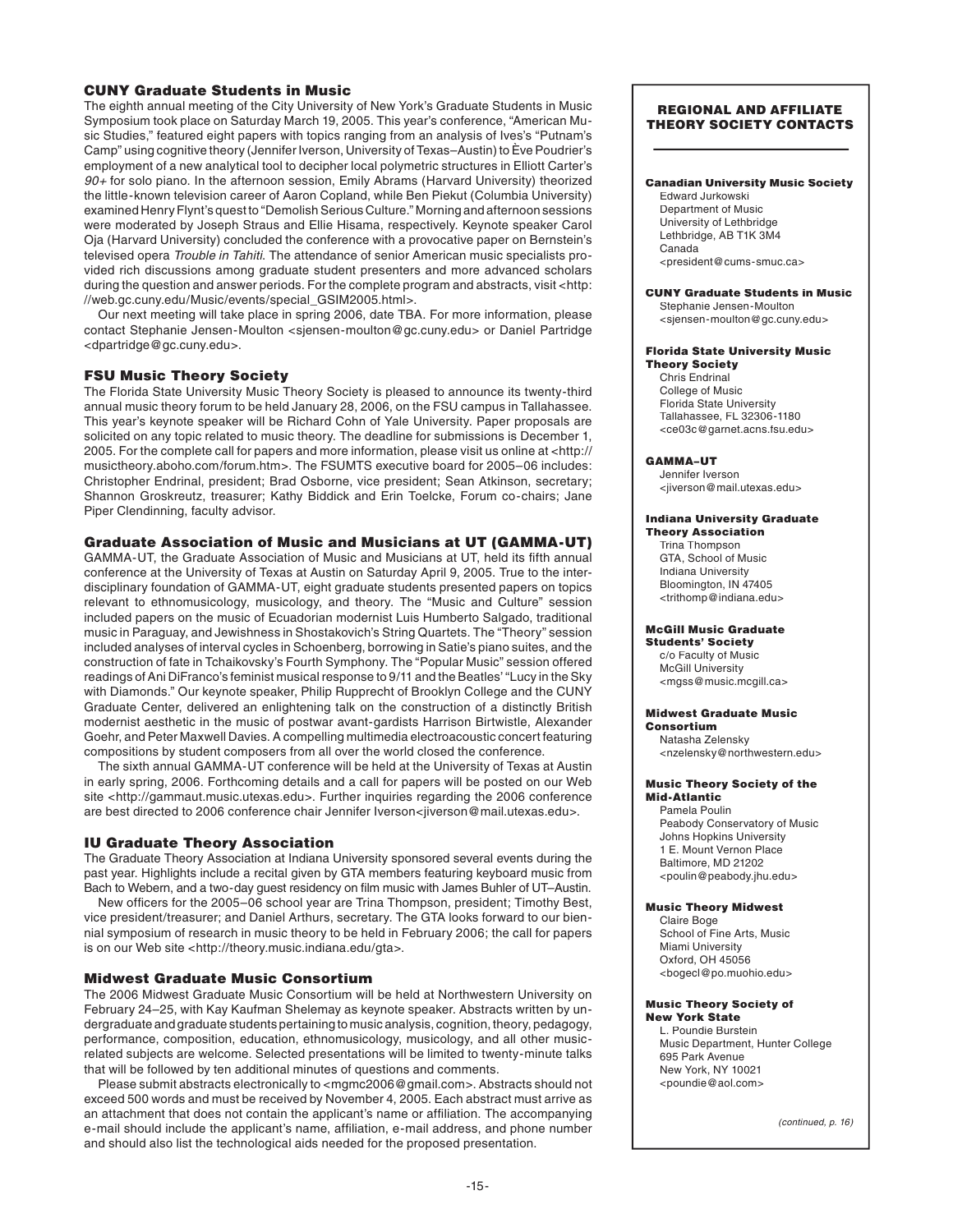### CUNY Graduate Students in Music

The eighth annual meeting of the City University of New York's Graduate Students in Music Symposium took place on Saturday March 19, 2005. This year's conference, "American Music Studies," featured eight papers with topics ranging from an analysis of Ives's "Putnam's Camp" using cognitive theory (Jennifer Iverson, University of Texas–Austin) to Ève Poudrier's employment of a new analytical tool to decipher local polymetric structures in Elliott Carter's *90+* for solo piano. In the afternoon session, Emily Abrams (Harvard University) theorized the little-known television career of Aaron Copland, while Ben Piekut (Columbia University) examined Henry Flynt's quest to "Demolish Serious Culture." Morning and afternoon sessions were moderated by Joseph Straus and Ellie Hisama, respectively. Keynote speaker Carol Oja (Harvard University) concluded the conference with a provocative paper on Bernstein's televised opera *Trouble in Tahiti*. The attendance of senior American music specialists provided rich discussions among graduate student presenters and more advanced scholars during the question and answer periods. For the complete program and abstracts, visit <http://web.gc.cuny.edu/Music/events/special_GSIM2005.html>.

Our next meeting will take place in spring 2006, date TBA. For more information, please contact Stephanie Jensen-Moulton <sjensen-moulton@gc.cuny.edu> or Daniel Partridge <dpartridge@gc.cuny.edu>.

### FSU Music Theory Society

The Florida State University Music Theory Society is pleased to announce its twenty-third annual music theory forum to be held January 28, 2006, on the FSU campus in Tallahassee. This year's keynote speaker will be Richard Cohn of Yale University. Paper proposals are solicited on any topic related to music theory. The deadline for submissions is December 1, 2005. For the complete call for papers and more information, please visit us online at <http://musictheory.aboho.com/forum.htm>. The FSUMTS executive board for 2005–06 includes: Christopher Endrinal, president; Brad Osborne, vice president; Sean Atkinson, secretary; Shannon Groskreutz, treasurer; Kathy Biddick and Erin Toelcke, Forum co-chairs; Jane Piper Clendinning, faculty advisor.

### Graduate Association of Music and Musicians at UT (GAMMA-UT)

GAMMA-UT, the Graduate Association of Music and Musicians at UT, held its fifth annual conference at the University of Texas at Austin on Saturday April 9, 2005. True to the interdisciplinary foundation of GAMMA-UT, eight graduate students presented papers on topics relevant to ethnomusicology, musicology, and theory. The "Music and Culture" session included papers on the music of Ecuadorian modernist Luis Humberto Salgado, traditional music in Paraguay, and Jewishness in Shostakovich's String Quartets. The "Theory" session included analyses of interval cycles in Schoenberg, borrowing in Satie's piano suites, and the construction of fate in Tchaikovsky's Fourth Symphony. The "Popular Music" session offered readings of Ani DiFranco's feminist musical response to 9/11 and the Beatles' "Lucy in the Sky with Diamonds." Our keynote speaker, Philip Rupprecht of Brooklyn College and the CUNY Graduate Center, delivered an enlightening talk on the construction of a distinctly British modernist aesthetic in the music of postwar avant-gardists Harrison Birtwistle, Alexander Goehr, and Peter Maxwell Davies. A compelling multimedia electroacoustic concert featuring compositions by student composers from all over the world closed the conference.

The sixth annual GAMMA-UT conference will be held at the University of Texas at Austin in early spring, 2006. Forthcoming details and a call for papers will be posted on our Web site <http://gammaut.music.utexas.edu>. Further inquiries regarding the 2006 conference are best directed to 2006 conference chair Jennifer Iverson<jiverson@mail.utexas.edu>.

### IU Graduate Theory Association

The Graduate Theory Association at Indiana University sponsored several events during the past year. Highlights include a recital given by GTA members featuring keyboard music from Bach to Webern, and a two-day guest residency on film music with James Buhler of UT–Austin.

New officers for the 2005–06 school year are Trina Thompson, president; Timothy Best, vice president/treasurer; and Daniel Arthurs, secretary. The GTA looks forward to our biennial symposium of research in music theory to be held in February 2006; the call for papers is on our Web site <http://theory.music.indiana.edu/gta>.

### Midwest Graduate Music Consortium

The 2006 Midwest Graduate Music Consortium will be held at Northwestern University on February 24–25, with Kay Kaufman Shelemay as keynote speaker. Abstracts written by undergraduate and graduate students pertaining to music analysis, cognition, theory, pedagogy, performance, composition, education, ethnomusicology, musicology, and all other music-related subjects are welcome. Selected presentations will be limited to twenty-minute talks that will be followed by ten additional minutes of questions and comments.

Please submit abstracts electronically to <mgmc2006@gmail.com>. Abstracts should not exceed 500 words and must be received by November 4, 2005. Each abstract must arrive as an attachment that does not contain the applicant's name or affiliation. The accompanying e-mail should include the applicant's name, affiliation, e-mail address, and phone number and should also list the technological aids needed for the proposed presentation.

---

#### REGIONAL AND AFFILIATE THEORY SOCIETY CONTACTS

**Canadian University Music Society**
Edward Jurkowski
Department of Music
University of Lethbridge
Lethbridge, AB T1K 3M4
Canada
<president@cums-smuc.ca>

**CUNY Graduate Students in Music**
Stephanie Jensen-Moulton
<sjensen-moulton@gc.cuny.edu>

**Florida State University Music Theory Society**
Chris Endrinal
College of Music
Florida State University
Tallahassee, FL 32306-1180
<ce03c@garnet.acns.fsu.edu>

**GAMMA–UT**
Jennifer Iverson
<jiverson@mail.utexas.edu>

**Indiana University Graduate Theory Association**
Trina Thompson
GTA, School of Music
Indiana University
Bloomington, IN 47405
<trithomp@indiana.edu>

**McGill Music Graduate Students' Society**
c/o Faculty of Music
McGill University
<mgss@music.mcgill.ca>

**Midwest Graduate Music Consortium**
Natasha Zelensky
<nzelensky@northwestern.edu>

**Music Theory Society of the Mid-Atlantic**
Pamela Poulin
Peabody Conservatory of Music
Johns Hopkins University
1 E. Mount Vernon Place
Baltimore, MD 21202
<poulin@peabody.jhu.edu>

**Music Theory Midwest**
Claire Boge
School of Fine Arts, Music
Miami University
Oxford, OH 45056
<bogecl@po.muohio.edu>

**Music Theory Society of New York State**
L. Poundie Burstein
Music Department, Hunter College
695 Park Avenue
New York, NY 10021
<poundie@aol.com>

*(continued, p. 16)*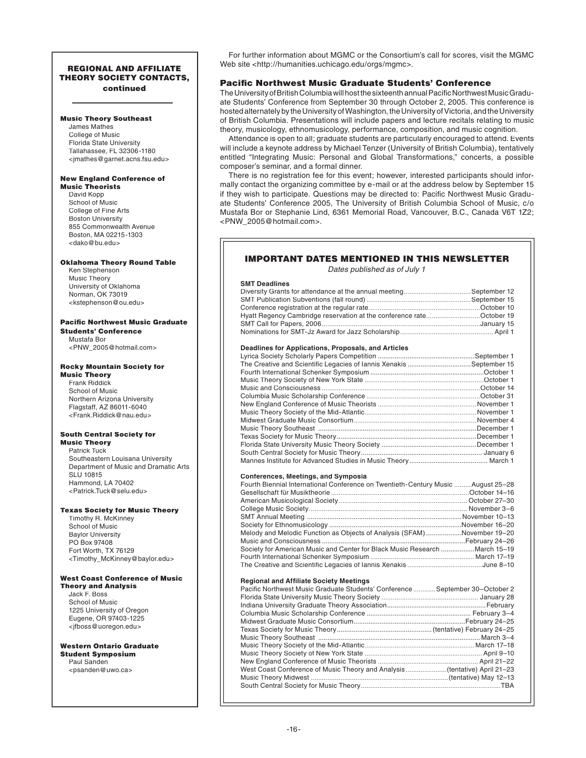## REGIONAL AND AFFILIATE THEORY SOCIETY CONTACTS, continued

**Music Theory Southeast**
James Mathes
College of Music
Florida State University
Tallahassee, FL 32306-1180
<jmathes@garnet.acns.fsu.edu>

**New England Conference of Music Theorists**
David Kopp
School of Music
College of Fine Arts
Boston University
855 Commonwealth Avenue
Boston, MA 02215-1303
<dako@bu.edu>

**Oklahoma Theory Round Table**
Ken Stephenson
Music Theory
University of Oklahoma
Norman, OK 73019
<kstephenson@ou.edu>

**Pacific Northwest Music Graduate Students' Conference**
Mustafa Bor
<PNW_2005@hotmail.com>

**Rocky Mountain Society for Music Theory**
Frank Riddick
School of Music
Northern Arizona University
Flagstaff, AZ 86011-6040
<Frank.Riddick@nau.edu>

**South Central Society for Music Theory**
Patrick Tuck
Southeastern Louisana University
Department of Music and Dramatic Arts
SLU 10815
Hammond, LA 70402
<Patrick.Tuck@selu.edu>

**Texas Society for Music Theory**
Timothy R. McKinney
School of Music
Baylor University
PO Box 97408
Fort Worth, TX 76129
<Timothy_McKinney@baylor.edu>

**West Coast Conference of Music Theory and Analysis**
Jack F. Boss
School of Music
1225 University of Oregon
Eugene, OR 97403-1225
<jfboss@uoregon.edu>

**Western Ontario Graduate Student Symposium**
Paul Sanden
<psanden@uwo.ca>

For further information about MGMC or the Consortium's call for scores, visit the MGMC Web site <http://humanities.uchicago.edu/orgs/mgmc>.

### Pacific Northwest Music Graduate Students' Conference

The University of British Columbia will host the sixteenth annual Pacific Northwest Music Graduate Students' Conference from September 30 through October 2, 2005. This conference is hosted alternately by the University of Washington, the University of Victoria, and the University of British Columbia. Presentations will include papers and lecture recitals relating to music theory, musicology, ethnomusicology, performance, composition, and music cognition.

Attendance is open to all; graduate students are particularly encouraged to attend. Events will include a keynote address by Michael Tenzer (University of British Columbia), tentatively entitled "Integrating Music: Personal and Global Transformations," concerts, a possible composer's seminar, and a formal dinner.

There is no registration fee for this event; however, interested participants should informally contact the organizing committee by e-mail or at the address below by September 15 if they wish to participate. Questions may be directed to: Pacific Northwest Music Graduate Students' Conference 2005, The University of British Columbia School of Music, c/o Mustafa Bor or Stephanie Lind, 6361 Memorial Road, Vancouver, B.C., Canada V6T 1Z2; <PNW_2005@hotmail.com>.

## IMPORTANT DATES MENTIONED IN THIS NEWSLETTER

*Dates published as of July 1*

**SMT Deadlines**

| | |
|---|---|
| Diversity Grants for attendance at the annual meeting | September 12 |
| SMT Publication Subventions (fall round) | September 15 |
| Conference registration at the regular rate | October 10 |
| Hyatt Regency Cambridge reservation at the conference rate | October 19 |
| SMT Call for Papers, 2006 | January 15 |
| Nominations for SMT-Jz Award for Jazz Scholarship | April 1 |

**Deadlines for Applications, Proposals, and Articles**

| | |
|---|---|
| Lyrica Society Scholarly Papers Competition | September 1 |
| The Creative and Scientific Legacies of Iannis Xenakis | September 15 |
| Fourth International Schenker Symposium | October 1 |
| Music Theory Society of New York State | October 1 |
| Music and Consciousness | October 14 |
| Columbia Music Scholarship Conference | October 31 |
| New England Conference of Music Theorists | November 1 |
| Music Theory Society of the Mid-Atlantic | November 1 |
| Midwest Graduate Music Consortium | November 4 |
| Music Theory Southeast | December 1 |
| Texas Society for Music Theory | December 1 |
| Florida State University Music Theory Society | December 1 |
| South Central Society for Music Theory | January 6 |
| Mannes Institute for Advanced Studies in Music Theory | March 1 |

**Conferences, Meetings, and Symposia**

| | |
|---|---|
| Fourth Biennial International Conference on Twentieth-Century Music | August 25–28 |
| Gesellschaft für Musiktheorie | October 14–16 |
| American Musicological Society | October 27–30 |
| College Music Society | November 3–6 |
| SMT Annual Meeting | November 10–13 |
| Society for Ethnomusicology | November 16–20 |
| Melody and Melodic Function as Objects of Analysis (SFAM) | November 19–20 |
| Music and Consciousness | February 24–26 |
| Society for American Music and Center for Black Music Research | March 15–19 |
| Fourth International Schenker Symposium | March 17–19 |
| The Creative and Scientific Legacies of Iannis Xenakis | June 8–10 |

**Regional and Affiliate Society Meetings**

| | |
|---|---|
| Pacific Northwest Music Graduate Students' Conference | September 30–October 2 |
| Florida State University Music Theory Society | January 28 |
| Indiana University Graduate Theory Association | February |
| Columbia Music Scholarship Conference | February 3–4 |
| Midwest Graduate Music Consortium | February 24–25 |
| Texas Society for Music Theory | (tentative) February 24–25 |
| Music Theory Southeast | March 3–4 |
| Music Theory Society of the Mid-Atlantic | March 17–18 |
| Music Theory Society of New York State | April 9–10 |
| New England Conference of Music Theorists | April 21–22 |
| West Coast Conference of Music Theory and Analysis | (tentative) April 21–23 |
| Music Theory Midwest | (tentative) May 12–13 |
| South Central Society for Music Theory | TBA |